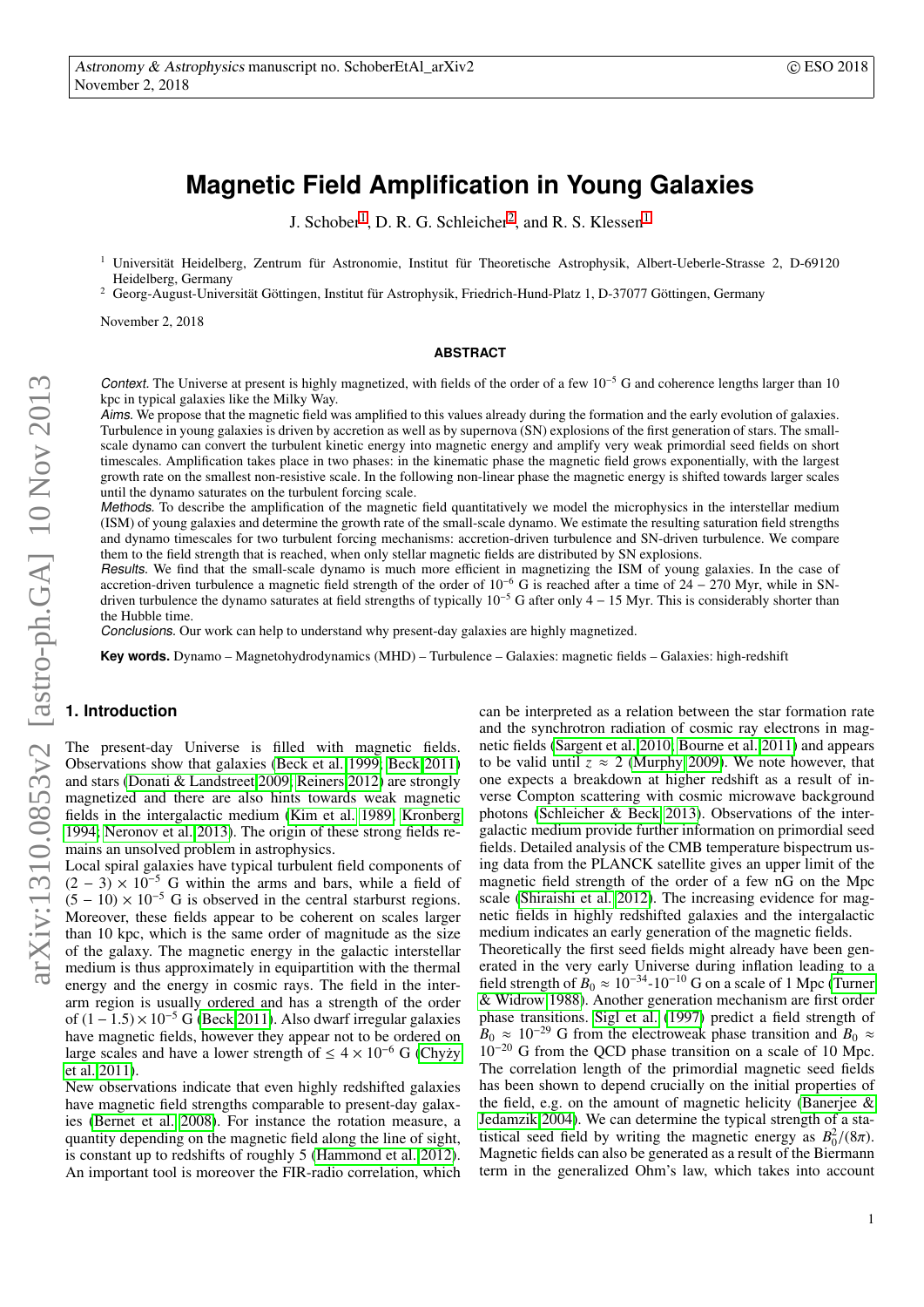# Magnetic Field Amplification in Young Galaxies

J. Schober[1], D. R. G. Schleicher[2], and R. S. Klessen[1]

[1] Universität Heidelberg, Zentrum für Astronomie, Institut für Theoretische Astrophysik, Albert-Ueberle-Strasse 2, D-69120 Heidelberg, Germany

[2] Georg-August-Universität Göttingen, Institut für Astrophysik, Friedrich-Hund-Platz 1, D-37077 Göttingen, Germany

November 2, 2018

## ABSTRACT

*Context.* The Universe at present is highly magnetized, with fields of the order of a few $10^{-5}$ G and coherence lengths larger than 10 kpc in typical galaxies like the Milky Way.

*Aims.* We propose that the magnetic field was amplified to this values already during the formation and the early evolution of galaxies. Turbulence in young galaxies is driven by accretion as well as by supernova (SN) explosions of the first generation of stars. The small-scale dynamo can convert the turbulent kinetic energy into magnetic energy and amplify very weak primordial seed fields on short timescales. Amplification takes place in two phases: in the kinematic phase the magnetic field grows exponentially, with the largest growth rate on the smallest non-resistive scale. In the following non-linear phase the magnetic energy is shifted towards larger scales until the dynamo saturates on the turbulent forcing scale.

*Methods.* To describe the amplification of the magnetic field quantitatively we model the microphysics in the interstellar medium (ISM) of young galaxies and determine the growth rate of the small-scale dynamo. We estimate the resulting saturation field strengths and dynamo timescales for two turbulent forcing mechanisms: accretion-driven turbulence and SN-driven turbulence. We compare them to the field strength that is reached, when only stellar magnetic fields are distributed by SN explosions.

*Results.* We find that the small-scale dynamo is much more efficient in magnetizing the ISM of young galaxies. In the case of accretion-driven turbulence a magnetic field strength of the order of $10^{-6}$ G is reached after a time of $24-270$ Myr, while in SN-driven turbulence the dynamo saturates at field strengths of typically $10^{-5}$ G after only $4-15$ Myr. This is considerably shorter than the Hubble time.

*Conclusions.* Our work can help to understand why present-day galaxies are highly magnetized.

**Key words.** Dynamo – Magnetohydrodynamics (MHD) – Turbulence – Galaxies: magnetic fields – Galaxies: high-redshift

## 1. Introduction

The present-day Universe is filled with magnetic fields. Observations show that galaxies (Beck et al. 1999; Beck 2011) and stars (Donati & Landstreet 2009; Reiners 2012) are strongly magnetized and there are also hints towards weak magnetic fields in the intergalactic medium (Kim et al. 1989; Kronberg 1994; Neronov et al. 2013). The origin of these strong fields remains an unsolved problem in astrophysics.

Local spiral galaxies have typical turbulent field components of $(2-3)\times10^{-5}$ G within the arms and bars, while a field of $(5-10)\times10^{-5}$ G is observed in the central starburst regions. Moreover, these fields appear to be coherent on scales larger than 10 kpc, which is the same order of magnitude as the size of the galaxy. The magnetic energy in the galactic interstellar medium is thus approximately in equipartition with the thermal energy and the energy in cosmic rays. The field in the inter-arm region is usually ordered and has a strength of the order of $(1-1.5)\times10^{-5}$ G (Beck 2011). Also dwarf irregular galaxies have magnetic fields, however they appear not to be ordered on large scales and have a lower strength of $\leq 4\times10^{-6}$ G (Chyży et al. 2011).

New observations indicate that even highly redshifted galaxies have magnetic field strengths comparable to present-day galaxies (Bernet et al. 2008). For instance the rotation measure, a quantity depending on the magnetic field along the line of sight, is constant up to redshifts of roughly 5 (Hammond et al. 2012). An important tool is moreover the FIR-radio correlation, which can be interpreted as a relation between the star formation rate and the synchrotron radiation of cosmic ray electrons in magnetic fields (Sargent et al. 2010; Bourne et al. 2011) and appears to be valid until $z\approx2$ (Murphy 2009). We note however, that one expects a breakdown at higher redshift as a result of inverse Compton scattering with cosmic microwave background photons (Schleicher & Beck 2013). Observations of the intergalactic medium provide further information on primordial seed fields. Detailed analysis of the CMB temperature bispectrum using data from the PLANCK satellite gives an upper limit of the magnetic field strength of the order of a few nG on the Mpc scale (Shiraishi et al. 2012). The increasing evidence for magnetic fields in highly redshifted galaxies and the intergalactic medium indicates an early generation of the magnetic fields.

Theoretically the first seed fields might already have been generated in the very early Universe during inflation leading to a field strength of $B_0\approx10^{-34}$-$10^{-10}$ G on a scale of 1 Mpc (Turner & Widrow 1988). Another generation mechanism are first order phase transitions. Sigl et al. (1997) predict a field strength of $B_0\approx10^{-29}$ G from the electroweak phase transition and $B_0\approx10^{-20}$ G from the QCD phase transition on a scale of 10 Mpc. The correlation length of the primordial magnetic seed fields has been shown to depend crucially on the initial properties of the field, e.g. on the amount of magnetic helicity (Banerjee & Jedamzik 2004). We can determine the typical strength of a statistical seed field by writing the magnetic energy as $B_0^2/(8\pi)$. Magnetic fields can also be generated as a result of the Biermann term in the generalized Ohm's law, which takes into account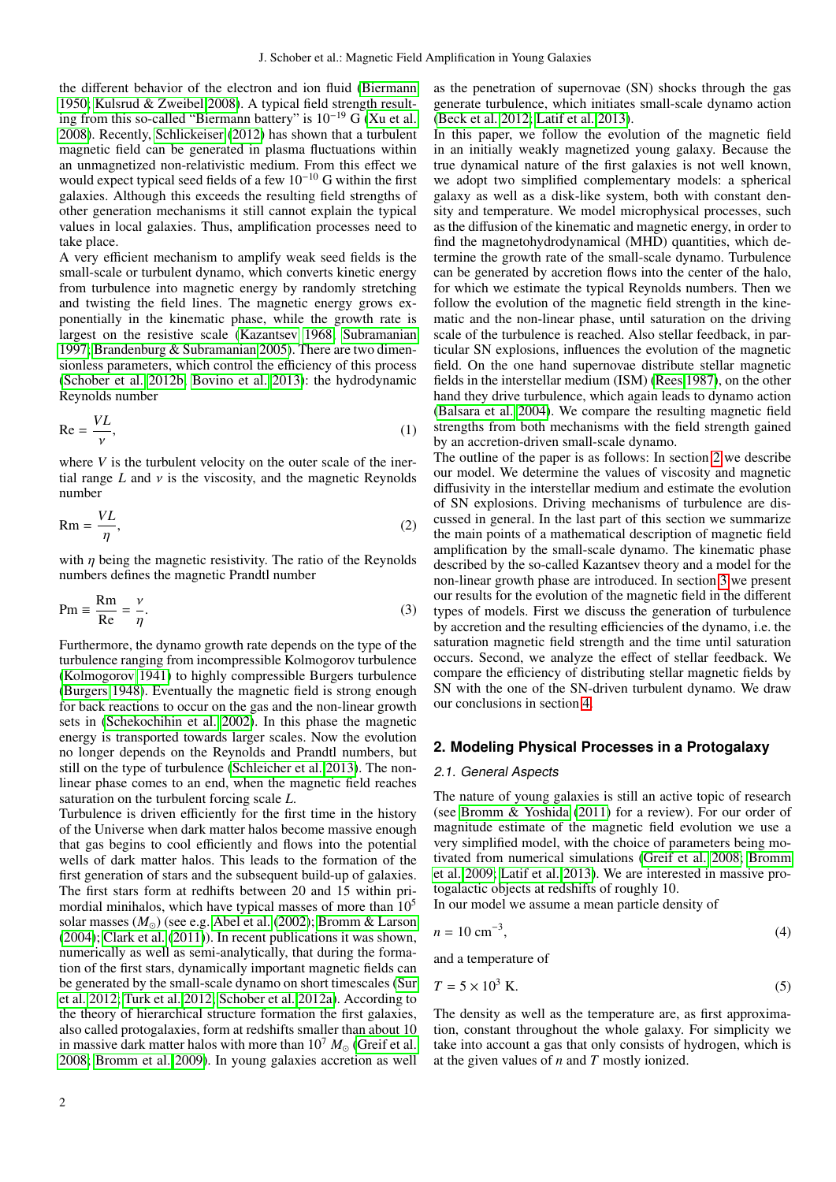the different behavior of the electron and ion fluid (Biermann 1950; Kulsrud & Zweibel 2008). A typical field strength resulting from this so-called "Biermann battery" is $10^{-19}$ G (Xu et al. 2008). Recently, Schlickeiser (2012) has shown that a turbulent magnetic field can be generated in plasma fluctuations within an unmagnetized non-relativistic medium. From this effect we would expect typical seed fields of a few $10^{-10}$ G within the first galaxies. Although this exceeds the resulting field strengths of other generation mechanisms it still cannot explain the typical values in local galaxies. Thus, amplification processes need to take place.

A very efficient mechanism to amplify weak seed fields is the small-scale or turbulent dynamo, which converts kinetic energy from turbulence into magnetic energy by randomly stretching and twisting the field lines. The magnetic energy grows exponentially in the kinematic phase, while the growth rate is largest on the resistive scale (Kazantsev 1968; Subramanian 1997; Brandenburg & Subramanian 2005). There are two dimensionless parameters, which control the efficiency of this process (Schober et al. 2012b; Bovino et al. 2013): the hydrodynamic Reynolds number

$$\mathrm{Re} = \frac{VL}{\nu}, \tag{1}$$

where $V$ is the turbulent velocity on the outer scale of the inertial range $L$ and $\nu$ is the viscosity, and the magnetic Reynolds number

$$\mathrm{Rm} = \frac{VL}{\eta}, \tag{2}$$

with $\eta$ being the magnetic resistivity. The ratio of the Reynolds numbers defines the magnetic Prandtl number

$$\mathrm{Pm} \equiv \frac{\mathrm{Rm}}{\mathrm{Re}} = \frac{\nu}{\eta}. \tag{3}$$

Furthermore, the dynamo growth rate depends on the type of the turbulence ranging from incompressible Kolmogorov turbulence (Kolmogorov 1941) to highly compressible Burgers turbulence (Burgers 1948). Eventually the magnetic field is strong enough for back reactions to occur on the gas and the non-linear growth sets in (Schekochihin et al. 2002). In this phase the magnetic energy is transported towards larger scales. Now the evolution no longer depends on the Reynolds and Prandtl numbers, but still on the type of turbulence (Schleicher et al. 2013). The non-linear phase comes to an end, when the magnetic field reaches saturation on the turbulent forcing scale $L$.

Turbulence is driven efficiently for the first time in the history of the Universe when dark matter halos become massive enough that gas begins to cool efficiently and flows into the potential wells of dark matter halos. This leads to the formation of the first generation of stars and the subsequent build-up of galaxies. The first stars form at redhifts between 20 and 15 within primordial minihalos, which have typical masses of more than $10^5$ solar masses ($M_\odot$) (see e.g. Abel et al. (2002); Bromm & Larson (2004); Clark et al. (2011)). In recent publications it was shown, numerically as well as semi-analytically, that during the formation of the first stars, dynamically important magnetic fields can be generated by the small-scale dynamo on short timescales (Sur et al. 2012; Turk et al. 2012; Schober et al. 2012a). According to the theory of hierarchical structure formation the first galaxies, also called protogalaxies, form at redshifts smaller than about 10 in massive dark matter halos with more than $10^7$ $M_\odot$ (Greif et al. 2008; Bromm et al. 2009). In young galaxies accretion as well as the penetration of supernovae (SN) shocks through the gas generate turbulence, which initiates small-scale dynamo action (Beck et al. 2012; Latif et al. 2013).

In this paper, we follow the evolution of the magnetic field in an initially weakly magnetized young galaxy. Because the true dynamical nature of the first galaxies is not well known, we adopt two simplified complementary models: a spherical galaxy as well as a disk-like system, both with constant density and temperature. We model microphysical processes, such as the diffusion of the kinematic and magnetic energy, in order to find the magnetohydrodynamical (MHD) quantities, which determine the growth rate of the small-scale dynamo. Turbulence can be generated by accretion flows into the center of the halo, for which we estimate the typical Reynolds numbers. Then we follow the evolution of the magnetic field strength in the kinematic and the non-linear phase, until saturation on the driving scale of the turbulence is reached. Also stellar feedback, in particular SN explosions, influences the evolution of the magnetic field. On the one hand supernovae distribute stellar magnetic fields in the interstellar medium (ISM) (Rees 1987), on the other hand they drive turbulence, which again leads to dynamo action (Balsara et al. 2004). We compare the resulting magnetic field strengths from both mechanisms with the field strength gained by an accretion-driven small-scale dynamo.

The outline of the paper is as follows: In section 2 we describe our model. We determine the values of viscosity and magnetic diffusivity in the interstellar medium and estimate the evolution of SN explosions. Driving mechanisms of turbulence are discussed in general. In the last part of this section we summarize the main points of a mathematical description of magnetic field amplification by the small-scale dynamo. The kinematic phase described by the so-called Kazantsev theory and a model for the non-linear growth phase are introduced. In section 3 we present our results for the evolution of the magnetic field in the different types of models. First we discuss the generation of turbulence by accretion and the resulting efficiencies of the dynamo, i.e. the saturation magnetic field strength and the time until saturation occurs. Second, we analyze the effect of stellar feedback. We compare the efficiency of distributing stellar magnetic fields by SN with the one of the SN-driven turbulent dynamo. We draw our conclusions in section 4.

## 2. Modeling Physical Processes in a Protogalaxy

### 2.1. General Aspects

The nature of young galaxies is still an active topic of research (see Bromm & Yoshida (2011) for a review). For our order of magnitude estimate of the magnetic field evolution we use a very simplified model, with the choice of parameters being motivated from numerical simulations (Greif et al. 2008; Bromm et al. 2009; Latif et al. 2013). We are interested in massive protogalactic objects at redshifts of roughly 10.

In our model we assume a mean particle density of

$$n = 10~\mathrm{cm}^{-3}, \tag{4}$$

and a temperature of

$$T = 5 \times 10^3~\mathrm{K}. \tag{5}$$

The density as well as the temperature are, as first approximation, constant throughout the whole galaxy. For simplicity we take into account a gas that only consists of hydrogen, which is at the given values of $n$ and $T$ mostly ionized.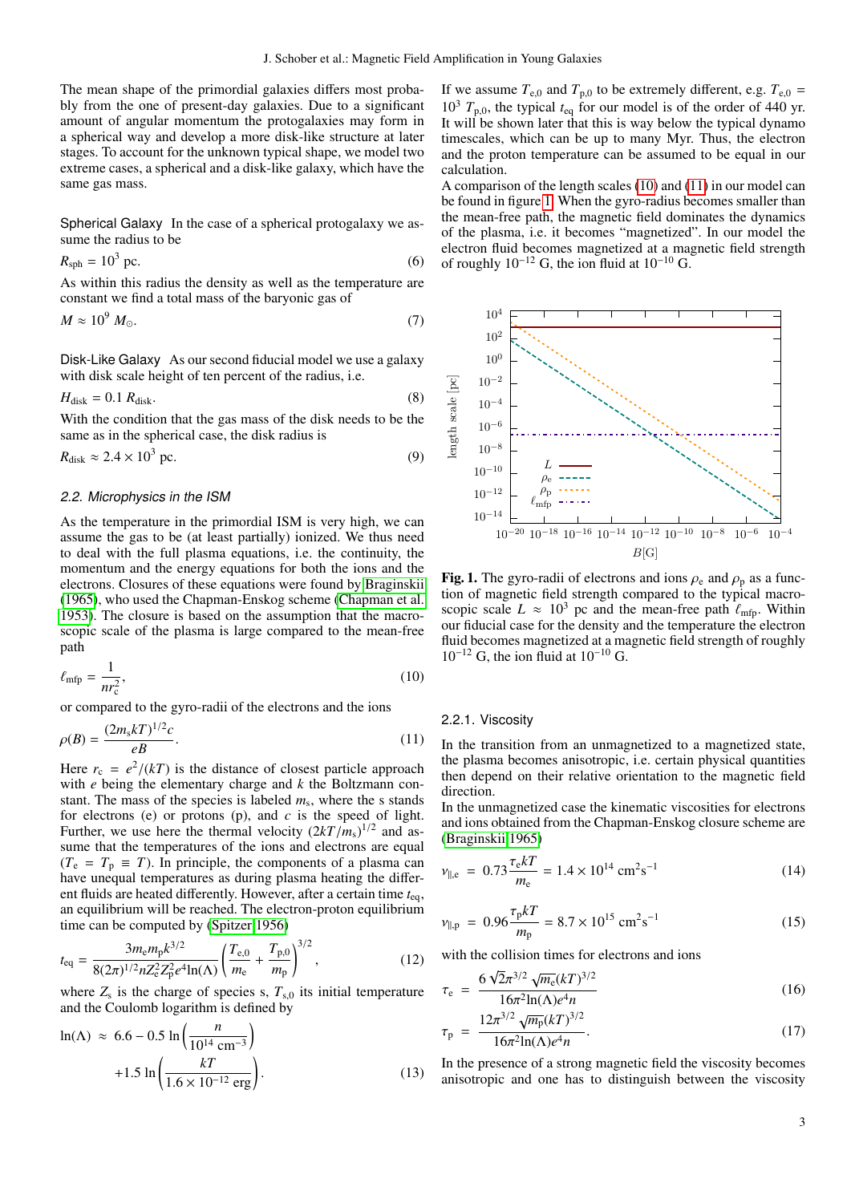The mean shape of the primordial galaxies differs most probably from the one of present-day galaxies. Due to a significant amount of angular momentum the protogalaxies may form in a spherical way and develop a more disk-like structure at later stages. To account for the unknown typical shape, we model two extreme cases, a spherical and a disk-like galaxy, which have the same gas mass.

**Spherical Galaxy** In the case of a spherical protogalaxy we assume the radius to be

$$R_{\rm sph} = 10^3 \text{ pc}. \tag{6}$$

As within this radius the density as well as the temperature are constant we find a total mass of the baryonic gas of

$$M \approx 10^9 \, M_\odot. \tag{7}$$

**Disk-Like Galaxy** As our second fiducial model we use a galaxy with disk scale height of ten percent of the radius, i.e.

$$H_{\rm disk} = 0.1 \, R_{\rm disk}. \tag{8}$$

With the condition that the gas mass of the disk needs to be the same as in the spherical case, the disk radius is

$$R_{\rm disk} \approx 2.4 \times 10^3 \text{ pc}. \tag{9}$$

### 2.2. Microphysics in the ISM

As the temperature in the primordial ISM is very high, we can assume the gas to be (at least partially) ionized. We thus need to deal with the full plasma equations, i.e. the continuity, the momentum and the energy equations for both the ions and the electrons. Closures of these equations were found by Braginskii (1965), who used the Chapman-Enskog scheme (Chapman et al. 1953). The closure is based on the assumption that the macroscopic scale of the plasma is large compared to the mean-free path

$$\ell_{\rm mfp} = \frac{1}{n r_{\rm c}^2}, \tag{10}$$

or compared to the gyro-radii of the electrons and the ions

$$\rho(B) = \frac{(2 m_{\rm s} k T)^{1/2} c}{e B}. \tag{11}$$

Here $r_{\rm c} = e^2/(kT)$ is the distance of closest particle approach with $e$ being the elementary charge and $k$ the Boltzmann constant. The mass of the species is labeled $m_{\rm s}$, where the s stands for electrons (e) or protons (p), and $c$ is the speed of light. Further, we use here the thermal velocity $(2kT/m_{\rm s})^{1/2}$ and assume that the temperatures of the ions and electrons are equal ($T_{\rm e} = T_{\rm p} \equiv T$). In principle, the components of a plasma can have unequal temperatures as during plasma heating the different fluids are heated differently. However, after a certain time $t_{\rm eq}$, an equilibrium will be reached. The electron-proton equilibrium time can be computed by (Spitzer 1956)

$$t_{\rm eq} = \frac{3 m_{\rm e} m_{\rm p} k^{3/2}}{8 (2\pi)^{1/2} n Z_{\rm e}^2 Z_{\rm p}^2 e^4 \ln(\Lambda)} \left( \frac{T_{\rm e,0}}{m_{\rm e}} + \frac{T_{\rm p,0}}{m_{\rm p}} \right)^{3/2}, \tag{12}$$

where $Z_{\rm s}$ is the charge of species s, $T_{\rm s,0}$ its initial temperature and the Coulomb logarithm is defined by

$$\ln(\Lambda) \approx 6.6 - 0.5 \ln\left( \frac{n}{10^{14} \text{ cm}^{-3}} \right) + 1.5 \ln\left( \frac{kT}{1.6 \times 10^{-12} \text{ erg}} \right). \tag{13}$$

If we assume $T_{\rm e,0}$ and $T_{\rm p,0}$ to be extremely different, e.g. $T_{\rm e,0} = 10^3 \, T_{\rm p,0}$, the typical $t_{\rm eq}$ for our model is of the order of 440 yr. It will be shown later that this is way below the typical dynamo timescales, which can be up to many Myr. Thus, the electron and the proton temperature can be assumed to be equal in our calculation.

A comparison of the length scales (10) and (11) in our model can be found in figure 1. When the gyro-radius becomes smaller than the mean-free path, the magnetic field dominates the dynamics of the plasma, i.e. it becomes "magnetized". In our model the electron fluid becomes magnetized at a magnetic field strength of roughly $10^{-12}$ G, the ion fluid at $10^{-10}$ G.

**Fig. 1.** The gyro-radii of electrons and ions $\rho_{\rm e}$ and $\rho_{\rm p}$ as a function of magnetic field strength compared to the typical macroscopic scale $L \approx 10^3$ pc and the mean-free path $\ell_{\rm mfp}$. Within our fiducial case for the density and the temperature the electron fluid becomes magnetized at a magnetic field strength of roughly $10^{-12}$ G, the ion fluid at $10^{-10}$ G.

#### 2.2.1. Viscosity

In the transition from an unmagnetized to a magnetized state, the plasma becomes anisotropic, i.e. certain physical quantities then depend on their relative orientation to the magnetic field direction.

In the unmagnetized case the kinematic viscosities for electrons and ions obtained from the Chapman-Enskog closure scheme are (Braginskii 1965)

$$\nu_{\parallel,\rm e} = 0.73 \frac{\tau_{\rm e} k T}{m_{\rm e}} = 1.4 \times 10^{14} \text{ cm}^2\text{s}^{-1} \tag{14}$$

$$\nu_{\parallel,\rm p} = 0.96 \frac{\tau_{\rm p} k T}{m_{\rm p}} = 8.7 \times 10^{15} \text{ cm}^2\text{s}^{-1} \tag{15}$$

with the collision times for electrons and ions

$$\tau_{\rm e} = \frac{6 \sqrt{2} \pi^{3/2} \sqrt{m_{\rm e}} (kT)^{3/2}}{16 \pi^2 \ln(\Lambda) e^4 n} \tag{16}$$

$$\tau_{\rm p} = \frac{12 \pi^{3/2} \sqrt{m_{\rm p}} (kT)^{3/2}}{16 \pi^2 \ln(\Lambda) e^4 n}. \tag{17}$$

In the presence of a strong magnetic field the viscosity becomes anisotropic and one has to distinguish between the viscosity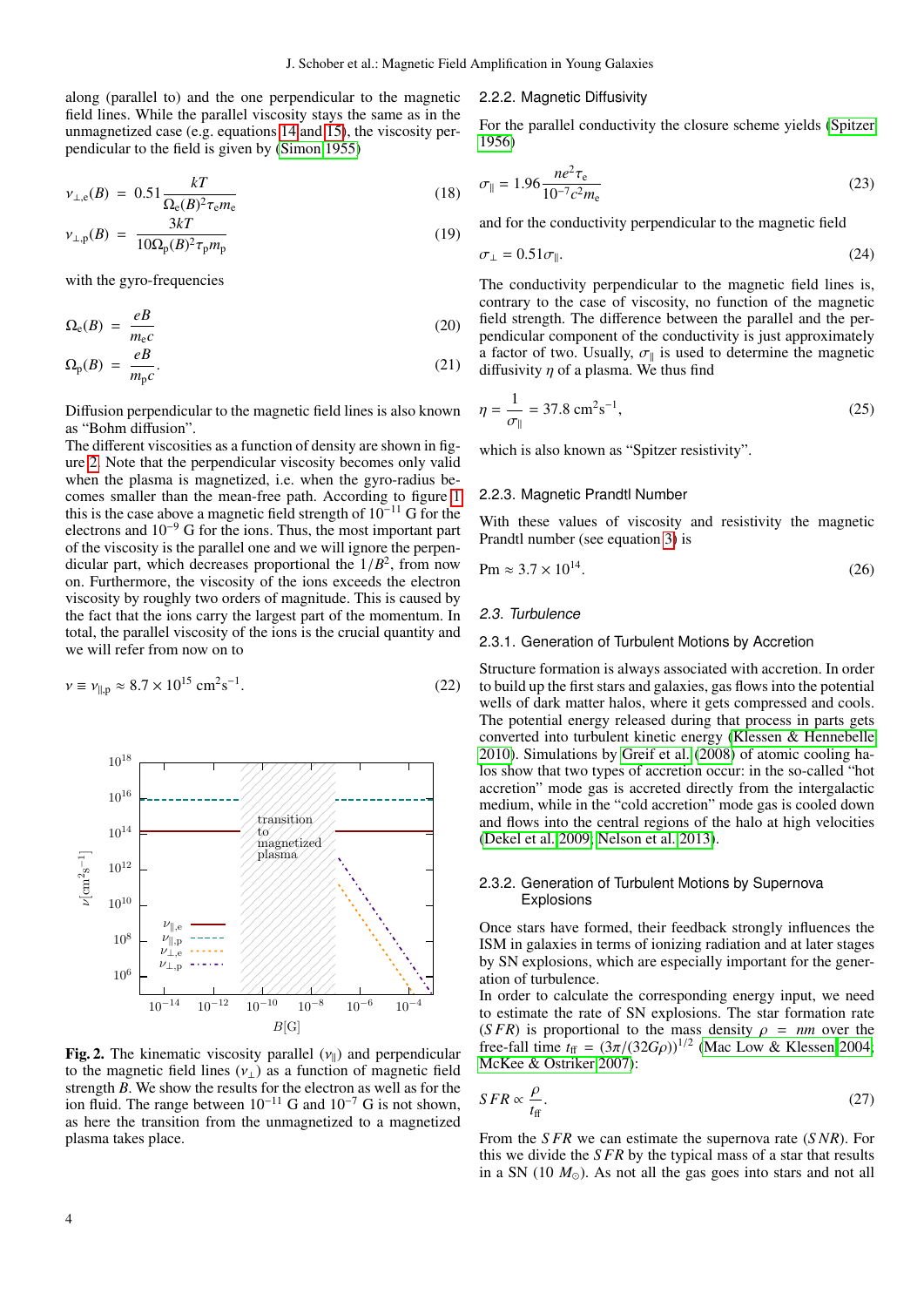along (parallel to) and the one perpendicular to the magnetic field lines. While the parallel viscosity stays the same as in the unmagnetized case (e.g. equations 14 and 15), the viscosity perpendicular to the field is given by (Simon 1955)

$$\nu_{\perp,\mathrm{e}}(B) = 0.51\frac{kT}{\Omega_\mathrm{e}(B)^2\tau_\mathrm{e}m_\mathrm{e}} \tag{18}$$

$$\nu_{\perp,\mathrm{p}}(B) = \frac{3kT}{10\Omega_\mathrm{p}(B)^2\tau_\mathrm{p}m_\mathrm{p}} \tag{19}$$

with the gyro-frequencies

$$\Omega_\mathrm{e}(B) = \frac{eB}{m_\mathrm{e}c} \tag{20}$$

$$\Omega_\mathrm{p}(B) = \frac{eB}{m_\mathrm{p}c}. \tag{21}$$

Diffusion perpendicular to the magnetic field lines is also known as "Bohm diffusion".

The different viscosities as a function of density are shown in figure 2. Note that the perpendicular viscosity becomes only valid when the plasma is magnetized, i.e. when the gyro-radius becomes smaller than the mean-free path. According to figure 1 this is the case above a magnetic field strength of $10^{-11}$ G for the electrons and $10^{-9}$ G for the ions. Thus, the most important part of the viscosity is the parallel one and we will ignore the perpendicular part, which decreases proportional the $1/B^2$, from now on. Furthermore, the viscosity of the ions exceeds the electron viscosity by roughly two orders of magnitude. This is caused by the fact that the ions carry the largest part of the momentum. In total, the parallel viscosity of the ions is the crucial quantity and we will refer from now on to

$$\nu \equiv \nu_{\parallel,\mathrm{p}} \approx 8.7\times10^{15}\ \mathrm{cm^2s^{-1}}. \tag{22}$$

**Fig. 2.** The kinematic viscosity parallel ($\nu_\parallel$) and perpendicular to the magnetic field lines ($\nu_\perp$) as a function of magnetic field strength $B$. We show the results for the electron as well as for the ion fluid. The range between $10^{-11}$ G and $10^{-7}$ G is not shown, as here the transition from the unmagnetized to a magnetized plasma takes place.

#### 2.2.2. Magnetic Diffusivity

For the parallel conductivity the closure scheme yields (Spitzer 1956)

$$\sigma_\parallel = 1.96\frac{ne^2\tau_\mathrm{e}}{10^{-7}c^2m_\mathrm{e}} \tag{23}$$

and for the conductivity perpendicular to the magnetic field

$$\sigma_\perp = 0.51\sigma_\parallel. \tag{24}$$

The conductivity perpendicular to the magnetic field lines is, contrary to the case of viscosity, no function of the magnetic field strength. The difference between the parallel and the perpendicular component of the conductivity is just approximately a factor of two. Usually, $\sigma_\parallel$ is used to determine the magnetic diffusivity $\eta$ of a plasma. We thus find

$$\eta = \frac{1}{\sigma_\parallel} = 37.8\ \mathrm{cm^2s^{-1}}, \tag{25}$$

which is also known as "Spitzer resistivity".

#### 2.2.3. Magnetic Prandtl Number

With these values of viscosity and resistivity the magnetic Prandtl number (see equation 3) is

$$\mathrm{Pm} \approx 3.7\times10^{14}. \tag{26}$$

### 2.3. Turbulence

#### 2.3.1. Generation of Turbulent Motions by Accretion

Structure formation is always associated with accretion. In order to build up the first stars and galaxies, gas flows into the potential wells of dark matter halos, where it gets compressed and cools. The potential energy released during that process in parts gets converted into turbulent kinetic energy (Klessen & Hennebelle 2010). Simulations by Greif et al. (2008) of atomic cooling halos show that two types of accretion occur: in the so-called "hot accretion" mode gas is accreted directly from the intergalactic medium, while in the "cold accretion" mode gas is cooled down and flows into the central regions of the halo at high velocities (Dekel et al. 2009; Nelson et al. 2013).

#### 2.3.2. Generation of Turbulent Motions by Supernova Explosions

Once stars have formed, their feedback strongly influences the ISM in galaxies in terms of ionizing radiation and at later stages by SN explosions, which are especially important for the generation of turbulence.

In order to calculate the corresponding energy input, we need to estimate the rate of SN explosions. The star formation rate ($SFR$) is proportional to the mass density $\rho = nm$ over the free-fall time $t_\mathrm{ff} = (3\pi/(32G\rho))^{1/2}$ (Mac Low & Klessen 2004; McKee & Ostriker 2007):

$$SFR \propto \frac{\rho}{t_\mathrm{ff}}. \tag{27}$$

From the $SFR$ we can estimate the supernova rate ($SNR$). For this we divide the $SFR$ by the typical mass of a star that results in a SN (10 $M_\odot$). As not all the gas goes into stars and not all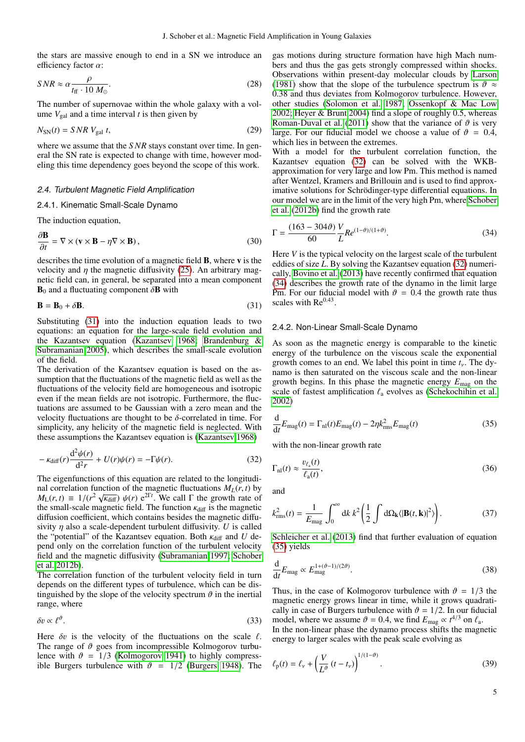the stars are massive enough to end in a SN we introduce an efficiency factor $\alpha$:

$$SNR \approx \alpha \frac{\rho}{t_{\rm ff} \cdot 10\, M_{\odot}}. \tag{28}$$

The number of supernovae within the whole galaxy with a volume $V_{\rm gal}$ and a time interval $t$ is then given by

$$N_{\rm SN}(t) = SNR\, V_{\rm gal}\, t, \tag{29}$$

where we assume that the $SNR$ stays constant over time. In general the SN rate is expected to change with time, however modeling this time dependency goes beyond the scope of this work.

### 2.4. Turbulent Magnetic Field Amplification

#### 2.4.1. Kinematic Small-Scale Dynamo

The induction equation,

$$\frac{\partial \mathbf{B}}{\partial t} = \nabla \times (\mathbf{v} \times \mathbf{B} - \eta \nabla \times \mathbf{B}), \tag{30}$$

describes the time evolution of a magnetic field $\mathbf{B}$, where $\mathbf{v}$ is the velocity and $\eta$ the magnetic diffusivity (25). An arbitrary magnetic field can, in general, be separated into a mean component $\mathbf{B}_0$ and a fluctuating component $\delta\mathbf{B}$ with

$$\mathbf{B} = \mathbf{B}_0 + \delta\mathbf{B}. \tag{31}$$

Substituting (31) into the induction equation leads to two equations: an equation for the large-scale field evolution and the Kazantsev equation (Kazantsev 1968; Brandenburg & Subramanian 2005), which describes the small-scale evolution of the field.

The derivation of the Kazantsev equation is based on the assumption that the fluctuations of the magnetic field as well as the fluctuations of the velocity field are homogeneous and isotropic even if the mean fields are not isotropic. Furthermore, the fluctuations are assumed to be Gaussian with a zero mean and the velocity fluctuations are thought to be $\delta$-correlated in time. For simplicity, any helicity of the magnetic field is neglected. With these assumptions the Kazantsev equation is (Kazantsev 1968)

$$-\kappa_{\rm diff}(r)\frac{{\rm d}^2\psi(r)}{{\rm d}^2 r} + U(r)\psi(r) = -\Gamma\psi(r). \tag{32}$$

The eigenfunctions of this equation are related to the longitudinal correlation function of the magnetic fluctuations $M_L(r,t)$ by $M_{\rm L}(r,t) \equiv 1/(r^2\sqrt{\kappa_{\rm diff}})\,\psi(r)\,{\rm e}^{2\Gamma t}$. We call $\Gamma$ the growth rate of the small-scale magnetic field. The function $\kappa_{\rm diff}$ is the magnetic diffusion coefficient, which contains besides the magnetic diffusivity $\eta$ also a scale-dependent turbulent diffusivity. $U$ is called the "potential" of the Kazantsev equation. Both $\kappa_{\rm diff}$ and $U$ depend only on the correlation function of the turbulent velocity field and the magnetic diffusivity (Subramanian 1997; Schober et al. 2012b).

The correlation function of the turbulent velocity field in turn depends on the different types of turbulence, which can be distinguished by the slope of the velocity spectrum $\vartheta$ in the inertial range, where

$$\delta v \propto \ell^{\vartheta}. \tag{33}$$

Here $\delta v$ is the velocity of the fluctuations on the scale $\ell$. The range of $\vartheta$ goes from incompressible Kolmogorov turbulence with $\vartheta = 1/3$ (Kolmogorov 1941) to highly compressible Burgers turbulence with $\vartheta = 1/2$ (Burgers 1948). The gas motions during structure formation have high Mach numbers and thus the gas gets strongly compressed within shocks. Observations within present-day molecular clouds by Larson (1981) show that the slope of the turbulence spectrum is $\vartheta \approx 0.38$ and thus deviates from Kolmogorov turbulence. However, other studies (Solomon et al. 1987; Ossenkopf & Mac Low 2002; Heyer & Brunt 2004) find a slope of roughly 0.5, whereas Roman-Duval et al. (2011) show that the variance of $\vartheta$ is very large. For our fiducial model we choose a value of $\vartheta = 0.4$, which lies in between the extremes.

With a model for the turbulent correlation function, the Kazantsev equation (32) can be solved with the WKB-approximation for very large and low Pm. This method is named after Wentzel, Kramers and Brillouin and is used to find approximative solutions for Schrödinger-type differential equations. In our model we are in the limit of the very high Pm, where Schober et al. (2012b) find the growth rate

$$\Gamma = \frac{(163-304\vartheta)}{60}\frac{V}{L}Re^{(1-\vartheta)/(1+\vartheta)}. \tag{34}$$

Here $V$ is the typical velocity on the largest scale of the turbulent eddies of size $L$. By solving the Kazantsev equation (32) numerically, Bovino et al. (2013) have recently confirmed that equation (34) describes the growth rate of the dynamo in the limit large Pm. For our fiducial model with $\vartheta = 0.4$ the growth rate thus scales with ${\rm Re}^{0.43}$.

#### 2.4.2. Non-Linear Small-Scale Dynamo

As soon as the magnetic energy is comparable to the kinetic energy of the turbulence on the viscous scale the exponential growth comes to an end. We label this point in time $t_\nu$. The dynamo is then saturated on the viscous scale and the non-linear growth begins. In this phase the magnetic energy $E_{\rm mag}$ on the scale of fastest amplification $\ell_{\rm a}$ evolves as (Schekochihin et al. 2002)

$$\frac{\rm d}{{\rm d}t}E_{\rm mag}(t) = \Gamma_{\rm nl}(t)E_{\rm mag}(t) - 2\eta k_{\rm rms}^2 E_{\rm mag}(t) \tag{35}$$

with the non-linear growth rate

$$\Gamma_{\rm nl}(t) \approx \frac{v_{\ell_{\rm a}}(t)}{\ell_{\rm a}(t)}, \tag{36}$$

and

$$k_{\rm rms}^2(t) = \frac{1}{E_{\rm mag}}\int_0^\infty {\rm d}k\, k^2\left(\frac{1}{2}\int {\rm d}\Omega_{\mathbf{k}}\langle|\mathbf{B}(t,\mathbf{k})|^2\rangle\right). \tag{37}$$

Schleicher et al. (2013) find that further evaluation of equation (35) yields

$$\frac{\rm d}{{\rm d}t}E_{\rm mag} \propto E_{\rm mag}^{1+(\vartheta-1)/(2\vartheta)}. \tag{38}$$

Thus, in the case of Kolmogorov turbulence with $\vartheta = 1/3$ the magnetic energy grows linear in time, while it grows quadratically in case of Burgers turbulence with $\vartheta = 1/2$. In our fiducial model, where we assume $\vartheta = 0.4$, we find $E_{\rm mag} \propto t^{4/3}$ on $\ell_{\rm a}$.

In the non-linear phase the dynamo process shifts the magnetic energy to larger scales with the peak scale evolving as

$$\ell_{\rm p}(t) = \ell_\nu + \left(\frac{V}{L^{\vartheta}}\,(t-t_\nu)\right)^{1/(1-\vartheta)}. \tag{39}$$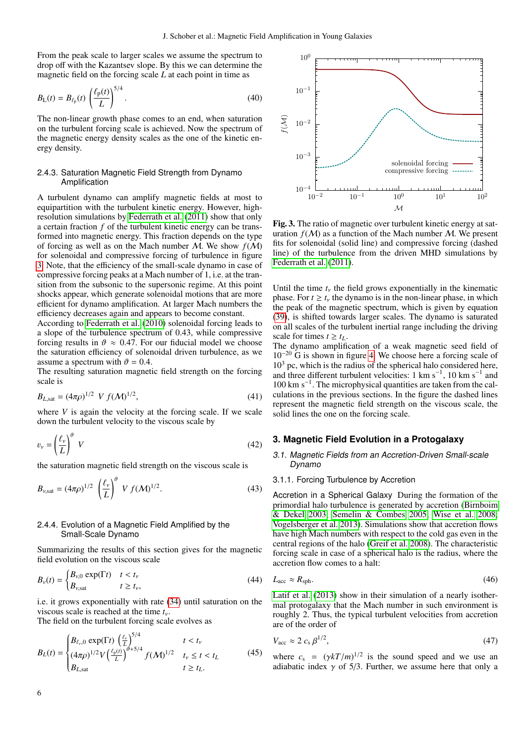From the peak scale to larger scales we assume the spectrum to drop off with the Kazantsev slope. By this we can determine the magnetic field on the forcing scale $L$ at each point in time as

$$B_{\rm L}(t) = B_{\ell_{\rm p}}(t) \left(\frac{\ell_{\rm p}(t)}{L}\right)^{5/4}. \quad (40)$$

The non-linear growth phase comes to an end, when saturation on the turbulent forcing scale is achieved. Now the spectrum of the magnetic energy density scales as the one of the kinetic energy density.

#### 2.4.3. Saturation Magnetic Field Strength from Dynamo Amplification

A turbulent dynamo can amplify magnetic fields at most to equipartition with the turbulent kinetic energy. However, high-resolution simulations by Federrath et al. (2011) show that only a certain fraction $f$ of the turbulent kinetic energy can be transformed into magnetic energy. This fraction depends on the type of forcing as well as on the Mach number $\mathcal{M}$. We show $f(\mathcal{M})$ for solenoidal and compressive forcing of turbulence in figure 3. Note, that the efficiency of the small-scale dynamo in case of compressive forcing peaks at a Mach number of 1, i.e. at the transition from the subsonic to the supersonic regime. At this point shocks appear, which generate solenoidal motions that are more efficient for dynamo amplification. At larger Mach numbers the efficiency decreases again and appears to become constant.
According to Federrath et al. (2010) solenoidal forcing leads to a slope of the turbulence spectrum of 0.43, while compressive forcing results in $\vartheta \approx 0.47$. For our fiducial model we choose the saturation efficiency of solenoidal driven turbulence, as we assume a spectrum with $\vartheta = 0.4$.
The resulting saturation magnetic field strength on the forcing scale is

$$B_{L,\rm sat} = (4\pi\rho)^{1/2}~V~f(\mathcal{M})^{1/2}, \quad (41)$$

where $V$ is again the velocity at the forcing scale. If we scale down the turbulent velocity to the viscous scale by

$$v_\nu = \left(\frac{\ell_\nu}{L}\right)^{\vartheta} V \quad (42)$$

the saturation magnetic field strength on the viscous scale is

$$B_{\nu,\rm sat} = (4\pi\rho)^{1/2} \left(\frac{\ell_\nu}{L}\right)^{\vartheta} V~f(\mathcal{M})^{1/2}. \quad (43)$$

#### 2.4.4. Evolution of a Magnetic Field Amplified by the Small-Scale Dynamo

Summarizing the results of this section gives for the magnetic field evolution on the viscous scale

$$B_\nu(t) = \begin{cases} B_{\nu,0}\exp(\Gamma t) & t < t_\nu \\ B_{\nu,\rm sat} & t \geq t_\nu, \end{cases} \quad (44)$$

i.e. it grows exponentially with rate (34) until saturation on the viscous scale is reached at the time $t_\nu$.
The field on the turbulent forcing scale evolves as

$$B_L(t) = \begin{cases} B_{\ell_\nu,0}\exp(\Gamma t)\left(\frac{\ell_\nu}{L}\right)^{5/4} & t < t_\nu \\ (4\pi\rho)^{1/2} V \left(\frac{\ell_{\rm p}(t)}{L}\right)^{\vartheta+5/4} f(\mathcal{M})^{1/2} & t_\nu \leq t < t_L \\ B_{L,\rm sat} & t \geq t_L. \end{cases} \quad (45)$$

**Fig. 3.** The ratio of magnetic over turbulent kinetic energy at saturation $f(\mathcal{M})$ as a function of the Mach number $\mathcal{M}$. We present fits for solenoidal (solid line) and compressive forcing (dashed line) of the turbulence from the driven MHD simulations by Federrath et al. (2011).

Until the time $t_\nu$ the field grows exponentially in the kinematic phase. For $t \geq t_\nu$ the dynamo is in the non-linear phase, in which the peak of the magnetic spectrum, which is given by equation (39), is shifted towards larger scales. The dynamo is saturated on all scales of the turbulent inertial range including the driving scale for times $t \geq t_L$.
The dynamo amplification of a weak magnetic seed field of $10^{-20}$ G is shown in figure 4. We choose here a forcing scale of $10^3$ pc, which is the radius of the spherical halo considered here, and three different turbulent velocities: 1 km s$^{-1}$, 10 km s$^{-1}$ and 100 km s$^{-1}$. The microphysical quantities are taken from the calculations in the previous sections. In the figure the dashed lines represent the magnetic field strength on the viscous scale, the solid lines the one on the forcing scale.

## 3. Magnetic Field Evolution in a Protogalaxy

### 3.1. Magnetic Fields from an Accretion-Driven Small-scale Dynamo

#### 3.1.1. Forcing Turbulence by Accretion

**Accretion in a Spherical Galaxy** During the formation of the primordial halo turbulence is generated by accretion (Birnboim & Dekel 2003; Semelin & Combes 2005; Wise et al. 2008; Vogelsberger et al. 2013). Simulations show that accretion flows have high Mach numbers with respect to the cold gas even in the central regions of the halo (Greif et al. 2008). The characteristic forcing scale in case of a spherical halo is the radius, where the accretion flow comes to a halt:

$$L_{\rm acc} \approx R_{\rm sph}. \quad (46)$$

Latif et al. (2013) show in their simulation of a nearly isothermal protogalaxy that the Mach number in such environment is roughly 2. Thus, the typical turbulent velocities from accretion are of the order of

$$V_{\rm acc} \approx 2~c_{\rm s}~\beta^{1/2}, \quad (47)$$

where $c_{\rm s} = (\gamma kT/m)^{1/2}$ is the sound speed and we use an adiabatic index $\gamma$ of 5/3. Further, we assume here that only a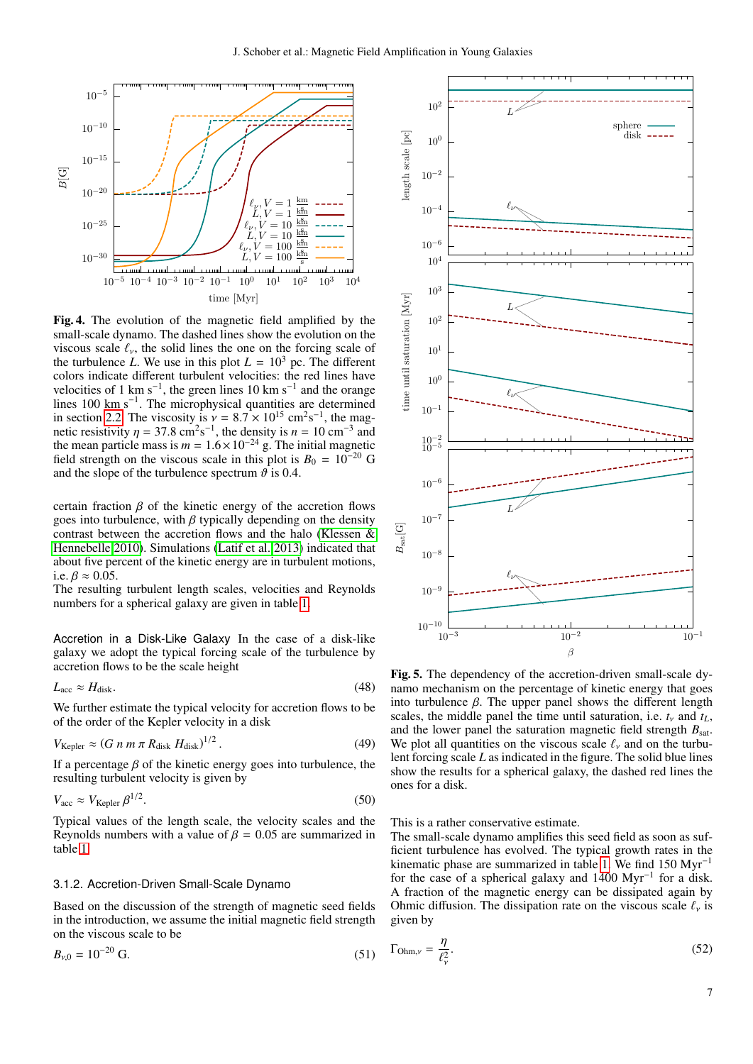**Fig. 4.** The evolution of the magnetic field amplified by the small-scale dynamo. The dashed lines show the evolution on the viscous scale $\ell_\nu$, the solid lines the one on the forcing scale of the turbulence $L$. We use in this plot $L = 10^3$ pc. The different colors indicate different turbulent velocities: the red lines have velocities of 1 km s$^{-1}$, the green lines 10 km s$^{-1}$ and the orange lines 100 km s$^{-1}$. The microphysical quantities are determined in section 2.2. The viscosity is $\nu = 8.7 \times 10^{15}$ cm$^2$s$^{-1}$, the magnetic resistivity $\eta = 37.8$ cm$^2$s$^{-1}$, the density is $n = 10$ cm$^{-3}$ and the mean particle mass is $m = 1.6 \times 10^{-24}$ g. The initial magnetic field strength on the viscous scale in this plot is $B_0 = 10^{-20}$ G and the slope of the turbulence spectrum $\vartheta$ is 0.4.

certain fraction $\beta$ of the kinetic energy of the accretion flows goes into turbulence, with $\beta$ typically depending on the density contrast between the accretion flows and the halo (Klessen & Hennebelle 2010). Simulations (Latif et al. 2013) indicated that about five percent of the kinetic energy are in turbulent motions, i.e. $\beta \approx 0.05$.
The resulting turbulent length scales, velocities and Reynolds numbers for a spherical galaxy are given in table 1.

Accretion in a Disk-Like Galaxy In the case of a disk-like galaxy we adopt the typical forcing scale of the turbulence by accretion flows to be the scale height

$$L_{\rm acc} \approx H_{\rm disk}. \tag{48}$$

We further estimate the typical velocity for accretion flows to be of the order of the Kepler velocity in a disk

$$V_{\rm Kepler} \approx (G\, n\, m\, \pi\, R_{\rm disk}\, H_{\rm disk})^{1/2}. \tag{49}$$

If a percentage $\beta$ of the kinetic energy goes into turbulence, the resulting turbulent velocity is given by

$$V_{\rm acc} \approx V_{\rm Kepler}\, \beta^{1/2}. \tag{50}$$

Typical values of the length scale, the velocity scales and the Reynolds numbers with a value of $\beta = 0.05$ are summarized in table 1.

### 3.1.2. Accretion-Driven Small-Scale Dynamo

Based on the discussion of the strength of magnetic seed fields in the introduction, we assume the initial magnetic field strength on the viscous scale to be

$$B_{\nu,0} = 10^{-20}\ {\rm G}. \tag{51}$$

**Fig. 5.** The dependency of the accretion-driven small-scale dynamo mechanism on the percentage of kinetic energy that goes into turbulence $\beta$. The upper panel shows the different length scales, the middle panel the time until saturation, i.e. $t_\nu$ and $t_L$, and the lower panel the saturation magnetic field strength $B_{\rm sat}$. We plot all quantities on the viscous scale $\ell_\nu$ and on the turbulent forcing scale $L$ as indicated in the figure. The solid blue lines show the results for a spherical galaxy, the dashed red lines the ones for a disk.

This is a rather conservative estimate.
The small-scale dynamo amplifies this seed field as soon as sufficient turbulence has evolved. The typical growth rates in the kinematic phase are summarized in table 1. We find 150 Myr$^{-1}$ for the case of a spherical galaxy and 1400 Myr$^{-1}$ for a disk.
A fraction of the magnetic energy can be dissipated again by Ohmic diffusion. The dissipation rate on the viscous scale $\ell_\nu$ is given by

$$\Gamma_{{\rm Ohm},\nu} = \frac{\eta}{\ell_\nu^2}. \tag{52}$$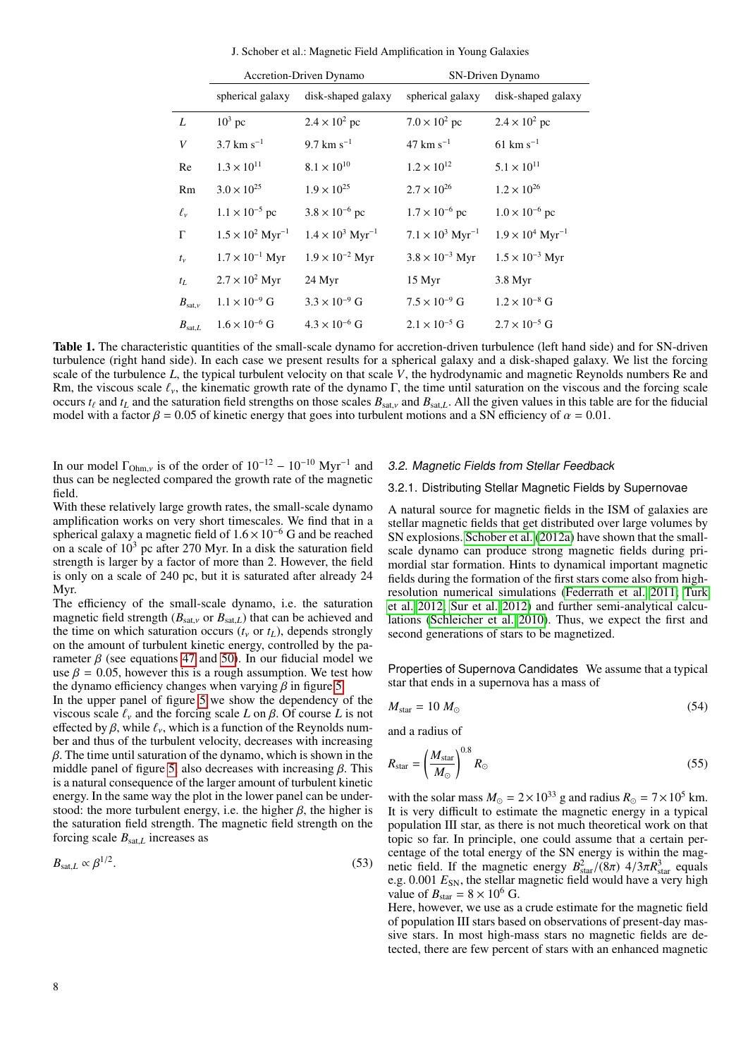| | Accretion-Driven Dynamo | | SN-Driven Dynamo | |
|---|---|---|---|---|
| | spherical galaxy | disk-shaped galaxy | spherical galaxy | disk-shaped galaxy |
| $L$ | $10^3$ pc | $2.4 \times 10^2$ pc | $7.0 \times 10^2$ pc | $2.4 \times 10^2$ pc |
| $V$ | 3.7 km s$^{-1}$ | 9.7 km s$^{-1}$ | 47 km s$^{-1}$ | 61 km s$^{-1}$ |
| Re | $1.3 \times 10^{11}$ | $8.1 \times 10^{10}$ | $1.2 \times 10^{12}$ | $5.1 \times 10^{11}$ |
| Rm | $3.0 \times 10^{25}$ | $1.9 \times 10^{25}$ | $2.7 \times 10^{26}$ | $1.2 \times 10^{26}$ |
| $\ell_\nu$ | $1.1 \times 10^{-5}$ pc | $3.8 \times 10^{-6}$ pc | $1.7 \times 10^{-6}$ pc | $1.0 \times 10^{-6}$ pc |
| $\Gamma$ | $1.5 \times 10^2$ Myr$^{-1}$ | $1.4 \times 10^3$ Myr$^{-1}$ | $7.1 \times 10^3$ Myr$^{-1}$ | $1.9 \times 10^4$ Myr$^{-1}$ |
| $t_\nu$ | $1.7 \times 10^{-1}$ Myr | $1.9 \times 10^{-2}$ Myr | $3.8 \times 10^{-3}$ Myr | $1.5 \times 10^{-3}$ Myr |
| $t_L$ | $2.7 \times 10^2$ Myr | 24 Myr | 15 Myr | 3.8 Myr |
| $B_{\mathrm{sat},\nu}$ | $1.1 \times 10^{-9}$ G | $3.3 \times 10^{-9}$ G | $7.5 \times 10^{-9}$ G | $1.2 \times 10^{-8}$ G |
| $B_{\mathrm{sat},L}$ | $1.6 \times 10^{-6}$ G | $4.3 \times 10^{-6}$ G | $2.1 \times 10^{-5}$ G | $2.7 \times 10^{-5}$ G |

**Table 1.** The characteristic quantities of the small-scale dynamo for accretion-driven turbulence (left hand side) and for SN-driven turbulence (right hand side). In each case we present results for a spherical galaxy and a disk-shaped galaxy. We list the forcing scale of the turbulence $L$, the typical turbulent velocity on that scale $V$, the hydrodynamic and magnetic Reynolds numbers Re and Rm, the viscous scale $\ell_\nu$, the kinematic growth rate of the dynamo $\Gamma$, the time until saturation on the viscous and the forcing scale occurs $t_\ell$ and $t_L$ and the saturation field strengths on those scales $B_{\mathrm{sat},\nu}$ and $B_{\mathrm{sat},L}$. All the given values in this table are for the fiducial model with a factor $\beta = 0.05$ of kinetic energy that goes into turbulent motions and a SN efficiency of $\alpha = 0.01$.

In our model $\Gamma_{\mathrm{Ohm},\nu}$ is of the order of $10^{-12} - 10^{-10}$ Myr$^{-1}$ and thus can be neglected compared the growth rate of the magnetic field.

With these relatively large growth rates, the small-scale dynamo amplification works on very short timescales. We find that in a spherical galaxy a magnetic field of $1.6 \times 10^{-6}$ G and be reached on a scale of $10^3$ pc after 270 Myr. In a disk the saturation field strength is larger by a factor of more than 2. However, the field is only on a scale of 240 pc, but it is saturated after already 24 Myr.

The efficiency of the small-scale dynamo, i.e. the saturation magnetic field strength ($B_{\mathrm{sat},\nu}$ or $B_{\mathrm{sat},L}$) that can be achieved and the time on which saturation occurs ($t_\nu$ or $t_L$), depends strongly on the amount of turbulent kinetic energy, controlled by the parameter $\beta$ (see equations 47 and 50). In our fiducial model we use $\beta = 0.05$, however this is a rough assumption. We test how the dynamo efficiency changes when varying $\beta$ in figure 5.

In the upper panel of figure 5 we show the dependency of the viscous scale $\ell_\nu$ and the forcing scale $L$ on $\beta$. Of course $L$ is not effected by $\beta$, while $\ell_\nu$, which is a function of the Reynolds number and thus of the turbulent velocity, decreases with increasing $\beta$. The time until saturation of the dynamo, which is shown in the middle panel of figure 5, also decreases with increasing $\beta$. This is a natural consequence of the larger amount of turbulent kinetic energy. In the same way the plot in the lower panel can be understood: the more turbulent energy, i.e. the higher $\beta$, the higher is the saturation field strength. The magnetic field strength on the forcing scale $B_{\mathrm{sat},L}$ increases as

$$B_{\mathrm{sat},L} \propto \beta^{1/2}. \tag{53}$$

### 3.2. Magnetic Fields from Stellar Feedback

#### 3.2.1. Distributing Stellar Magnetic Fields by Supernovae

A natural source for magnetic fields in the ISM of galaxies are stellar magnetic fields that get distributed over large volumes by SN explosions. Schober et al. (2012a) have shown that the small-scale dynamo can produce strong magnetic fields during primordial star formation. Hints to dynamical important magnetic fields during the formation of the first stars come also from high-resolution numerical simulations (Federrath et al. 2011; Turk et al. 2012; Sur et al. 2012) and further semi-analytical calculations (Schleicher et al. 2010). Thus, we expect the first and second generations of stars to be magnetized.

**Properties of Supernova Candidates** We assume that a typical star that ends in a supernova has a mass of

$$M_{\mathrm{star}} = 10\ M_\odot \tag{54}$$

and a radius of

$$R_{\mathrm{star}} = \left(\frac{M_{\mathrm{star}}}{M_\odot}\right)^{0.8} R_\odot \tag{55}$$

with the solar mass $M_\odot = 2 \times 10^{33}$ g and radius $R_\odot = 7 \times 10^5$ km. It is very difficult to estimate the magnetic energy in a typical population III star, as there is not much theoretical work on that topic so far. In principle, one could assume that a certain percentage of the total energy of the SN energy is within the magnetic field. If the magnetic energy $B_{\mathrm{star}}^2/(8\pi)\ 4/3\pi R_{\mathrm{star}}^3$ equals e.g. $0.001\ E_{\mathrm{SN}}$, the stellar magnetic field would have a very high value of $B_{\mathrm{star}} = 8 \times 10^6$ G.

Here, however, we use as a crude estimate for the magnetic field of population III stars based on observations of present-day massive stars. In most high-mass stars no magnetic fields are detected, there are few percent of stars with an enhanced magnetic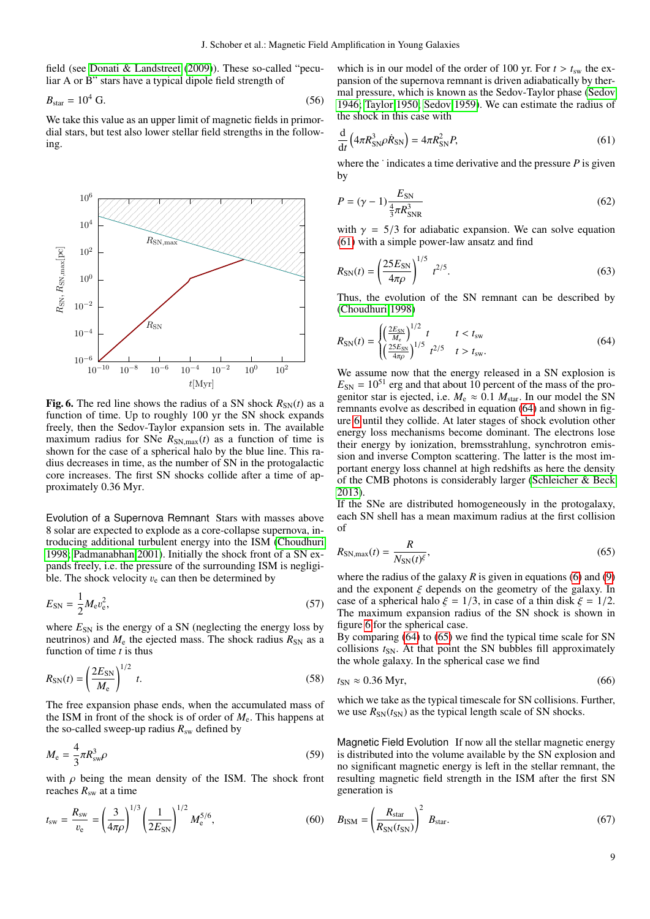field (see Donati & Landstreet (2009)). These so-called "peculiar A or B" stars have a typical dipole field strength of

$$B_{\rm star} = 10^4\ {\rm G}. \tag{56}$$

We take this value as an upper limit of magnetic fields in primordial stars, but test also lower stellar field strengths in the following.

**Fig. 6.** The red line shows the radius of a SN shock $R_{\rm SN}(t)$ as a function of time. Up to roughly 100 yr the SN shock expands freely, then the Sedov-Taylor expansion sets in. The available maximum radius for SNe $R_{\rm SN,max}(t)$ as a function of time is shown for the case of a spherical halo by the blue line. This radius decreases in time, as the number of SN in the protogalactic core increases. The first SN shocks collide after a time of approximately 0.36 Myr.

**Evolution of a Supernova Remnant** Stars with masses above 8 solar are expected to explode as a core-collapse supernova, introducing additional turbulent energy into the ISM (Choudhuri 1998; Padmanabhan 2001). Initially the shock front of a SN expands freely, i.e. the pressure of the surrounding ISM is negligible. The shock velocity $v_{\rm e}$ can then be determined by

$$E_{\rm SN} = \frac{1}{2} M_{\rm e} v_{\rm e}^2, \tag{57}$$

where $E_{\rm SN}$ is the energy of a SN (neglecting the energy loss by neutrinos) and $M_{\rm e}$ the ejected mass. The shock radius $R_{\rm SN}$ as a function of time $t$ is thus

$$R_{\rm SN}(t) = \left(\frac{2E_{\rm SN}}{M_{\rm e}}\right)^{1/2} t. \tag{58}$$

The free expansion phase ends, when the accumulated mass of the ISM in front of the shock is of order of $M_{\rm e}$. This happens at the so-called sweep-up radius $R_{\rm sw}$ defined by

$$M_{\rm e} = \frac{4}{3}\pi R_{\rm sw}^3 \rho \tag{59}$$

with $\rho$ being the mean density of the ISM. The shock front reaches $R_{\rm sw}$ at a time

$$t_{\rm sw} = \frac{R_{\rm sw}}{v_{\rm e}} = \left(\frac{3}{4\pi\rho}\right)^{1/3} \left(\frac{1}{2E_{\rm SN}}\right)^{1/2} M_{\rm e}^{5/6}, \tag{60}$$

which is in our model of the order of 100 yr. For $t > t_{\rm sw}$ the expansion of the supernova remnant is driven adiabatically by thermal pressure, which is known as the Sedov-Taylor phase (Sedov 1946; Taylor 1950; Sedov 1959). We can estimate the radius of the shock in this case with

$$\frac{\rm d}{{\rm d}t}\left(4\pi R_{\rm SN}^3 \rho \dot{R}_{\rm SN}\right) = 4\pi R_{\rm SN}^2 P, \tag{61}$$

where the $\dot{}$ indicates a time derivative and the pressure $P$ is given by

$$P = (\gamma - 1) \frac{E_{\rm SN}}{\frac{4}{3}\pi R_{\rm SNR}^3} \tag{62}$$

with $\gamma = 5/3$ for adiabatic expansion. We can solve equation (61) with a simple power-law ansatz and find

$$R_{\rm SN}(t) = \left(\frac{25 E_{\rm SN}}{4\pi\rho}\right)^{1/5} t^{2/5}. \tag{63}$$

Thus, the evolution of the SN remnant can be described by (Choudhuri 1998)

$$R_{\rm SN}(t) = \begin{cases} \left(\frac{2E_{\rm SN}}{M_{\rm e}}\right)^{1/2} t & t < t_{\rm sw} \\ \left(\frac{25E_{\rm SN}}{4\pi\rho}\right)^{1/5} t^{2/5} & t > t_{\rm sw}. \end{cases} \tag{64}$$

We assume now that the energy released in a SN explosion is $E_{\rm SN} = 10^{51}$ erg and that about 10 percent of the mass of the progenitor star is ejected, i.e. $M_{\rm e} \approx 0.1\ M_{\rm star}$. In our model the SN remnants evolve as described in equation (64) and shown in figure 6 until they collide. At later stages of shock evolution other energy loss mechanisms become dominant. The electrons lose their energy by ionization, bremsstrahlung, synchrotron emission and inverse Compton scattering. The latter is the most important energy loss channel at high redshifts as here the density of the CMB photons is considerably larger (Schleicher & Beck 2013).

If the SNe are distributed homogeneously in the protogalaxy, each SN shell has a mean maximum radius at the first collision of

$$R_{\rm SN,max}(t) = \frac{R}{N_{\rm SN}(t)^{\xi}}, \tag{65}$$

where the radius of the galaxy $R$ is given in equations (6) and (9) and the exponent $\xi$ depends on the geometry of the galaxy. In case of a spherical halo $\xi = 1/3$, in case of a thin disk $\xi = 1/2$. The maximum expansion radius of the SN shock is shown in figure 6 for the spherical case.

By comparing (64) to (65) we find the typical time scale for SN collisions $t_{\rm SN}$. At that point the SN bubbles fill approximately the whole galaxy. In the spherical case we find

$$t_{\rm SN} \approx 0.36\ {\rm Myr}, \tag{66}$$

which we take as the typical timescale for SN collisions. Further, we use $R_{\rm SN}(t_{\rm SN})$ as the typical length scale of SN shocks.

**Magnetic Field Evolution** If now all the stellar magnetic energy is distributed into the volume available by the SN explosion and no significant magnetic energy is left in the stellar remnant, the resulting magnetic field strength in the ISM after the first SN generation is

$$B_{\rm ISM} = \left(\frac{R_{\rm star}}{R_{\rm SN}(t_{\rm SN})}\right)^2 B_{\rm star}. \tag{67}$$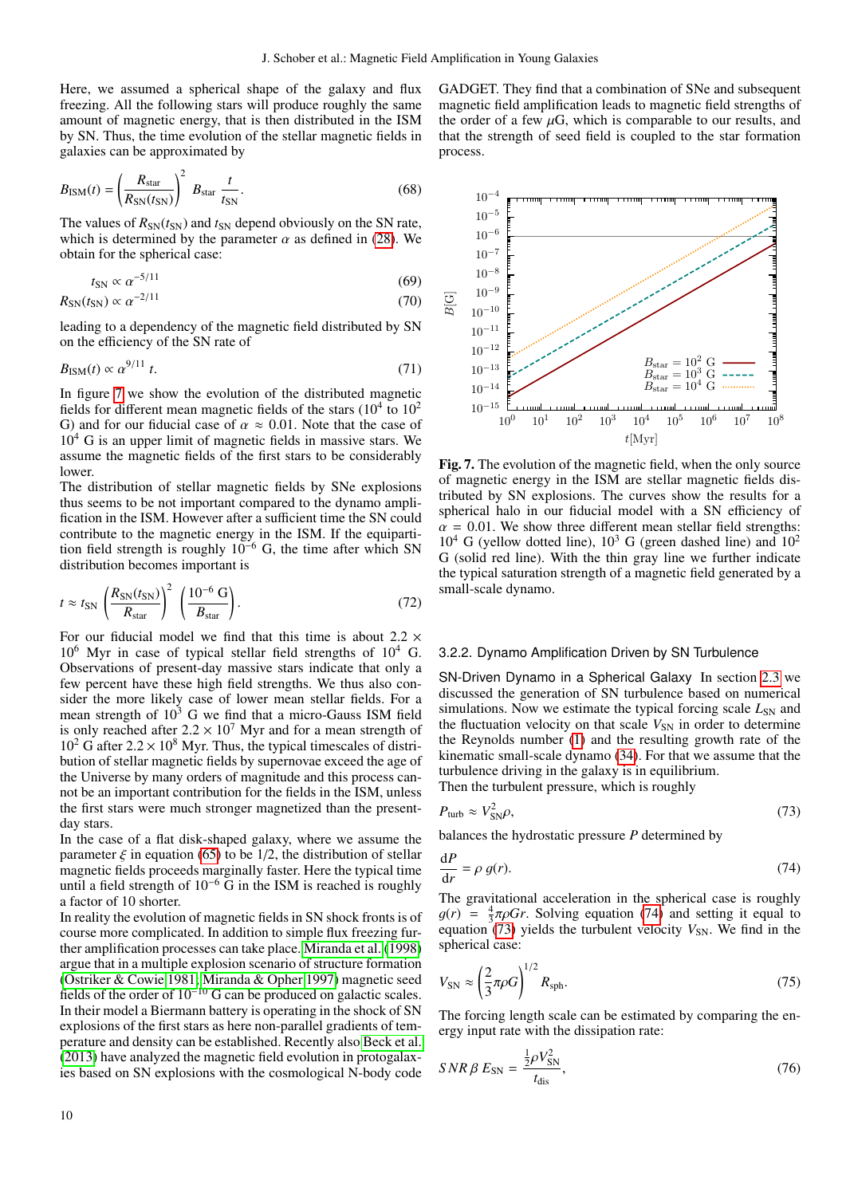Here, we assumed a spherical shape of the galaxy and flux freezing. All the following stars will produce roughly the same amount of magnetic energy, that is then distributed in the ISM by SN. Thus, the time evolution of the stellar magnetic fields in galaxies can be approximated by

$$B_{\rm ISM}(t) = \left(\frac{R_{\rm star}}{R_{\rm SN}(t_{\rm SN})}\right)^2 B_{\rm star}\,\frac{t}{t_{\rm SN}}. \tag{68}$$

The values of $R_{\rm SN}(t_{\rm SN})$ and $t_{\rm SN}$ depend obviously on the SN rate, which is determined by the parameter $\alpha$ as defined in (28). We obtain for the spherical case:

$$t_{\rm SN} \propto \alpha^{-5/11} \tag{69}$$

$$R_{\rm SN}(t_{\rm SN}) \propto \alpha^{-2/11} \tag{70}$$

leading to a dependency of the magnetic field distributed by SN on the efficiency of the SN rate of

$$B_{\rm ISM}(t) \propto \alpha^{9/11}\,t. \tag{71}$$

In figure 7 we show the evolution of the distributed magnetic fields for different mean magnetic fields of the stars ($10^4$ to $10^2$ G) and for our fiducial case of $\alpha \approx 0.01$. Note that the case of $10^4$ G is an upper limit of magnetic fields in massive stars. We assume the magnetic fields of the first stars to be considerably lower.

The distribution of stellar magnetic fields by SNe explosions thus seems to be not important compared to the dynamo amplification in the ISM. However after a sufficient time the SN could contribute to the magnetic energy in the ISM. If the equipartition field strength is roughly $10^{-6}$ G, the time after which SN distribution becomes important is

$$t \approx t_{\rm SN}\left(\frac{R_{\rm SN}(t_{\rm SN})}{R_{\rm star}}\right)^2 \left(\frac{10^{-6}\ \rm G}{B_{\rm star}}\right). \tag{72}$$

For our fiducial model we find that this time is about $2.2 \times 10^6$ Myr in case of typical stellar field strengths of $10^4$ G. Observations of present-day massive stars indicate that only a few percent have these high field strengths. We thus also consider the more likely case of lower mean stellar fields. For a mean strength of $10^3$ G we find that a micro-Gauss ISM field is only reached after $2.2 \times 10^7$ Myr and for a mean strength of $10^2$ G after $2.2 \times 10^8$ Myr. Thus, the typical timescales of distribution of stellar magnetic fields by supernovae exceed the age of the Universe by many orders of magnitude and this process cannot be an important contribution for the fields in the ISM, unless the first stars were much stronger magnetized than the present-day stars.

In the case of a flat disk-shaped galaxy, where we assume the parameter $\xi$ in equation (65) to be 1/2, the distribution of stellar magnetic fields proceeds marginally faster. Here the typical time until a field strength of $10^{-6}$ G in the ISM is reached is roughly a factor of 10 shorter.

In reality the evolution of magnetic fields in SN shock fronts is of course more complicated. In addition to simple flux freezing further amplification processes can take place. Miranda et al. (1998) argue that in a multiple explosion scenario of structure formation (Ostriker & Cowie 1981; Miranda & Opher 1997) magnetic seed fields of the order of $10^{-10}$ G can be produced on galactic scales. In their model a Biermann battery is operating in the shock of SN explosions of the first stars as here non-parallel gradients of temperature and density can be established. Recently also Beck et al. (2013) have analyzed the magnetic field evolution in protogalaxies based on SN explosions with the cosmological N-body code GADGET. They find that a combination of SNe and subsequent magnetic field amplification leads to magnetic field strengths of the order of a few $\mu$G, which is comparable to our results, and that the strength of seed field is coupled to the star formation process.

**Fig. 7.** The evolution of the magnetic field, when the only source of magnetic energy in the ISM are stellar magnetic fields distributed by SN explosions. The curves show the results for a spherical halo in our fiducial model with a SN efficiency of $\alpha = 0.01$. We show three different mean stellar field strengths: $10^4$ G (yellow dotted line), $10^3$ G (green dashed line) and $10^2$ G (solid red line). With the thin gray line we further indicate the typical saturation strength of a magnetic field generated by a small-scale dynamo.

### 3.2.2. Dynamo Amplification Driven by SN Turbulence

SN-Driven Dynamo in a Spherical Galaxy In section 2.3 we discussed the generation of SN turbulence based on numerical simulations. Now we estimate the typical forcing scale $L_{\rm SN}$ and the fluctuation velocity on that scale $V_{\rm SN}$ in order to determine the Reynolds number (1) and the resulting growth rate of the kinematic small-scale dynamo (34). For that we assume that the turbulence driving in the galaxy is in equilibrium.

Then the turbulent pressure, which is roughly

$$P_{\rm turb} \approx V_{\rm SN}^2\,\rho, \tag{73}$$

balances the hydrostatic pressure $P$ determined by

$$\frac{{\rm d}P}{{\rm d}r} = \rho\, g(r). \tag{74}$$

The gravitational acceleration in the spherical case is roughly $g(r) = \frac{4}{3}\pi\rho G r$. Solving equation (74) and setting it equal to equation (73) yields the turbulent velocity $V_{\rm SN}$. We find in the spherical case:

$$V_{\rm SN} \approx \left(\frac{2}{3}\pi\rho G\right)^{1/2} R_{\rm sph}. \tag{75}$$

The forcing length scale can be estimated by comparing the energy input rate with the dissipation rate:

$$SNR\,\beta\,E_{\rm SN} = \frac{\frac{1}{2}\rho V_{\rm SN}^2}{t_{\rm dis}}, \tag{76}$$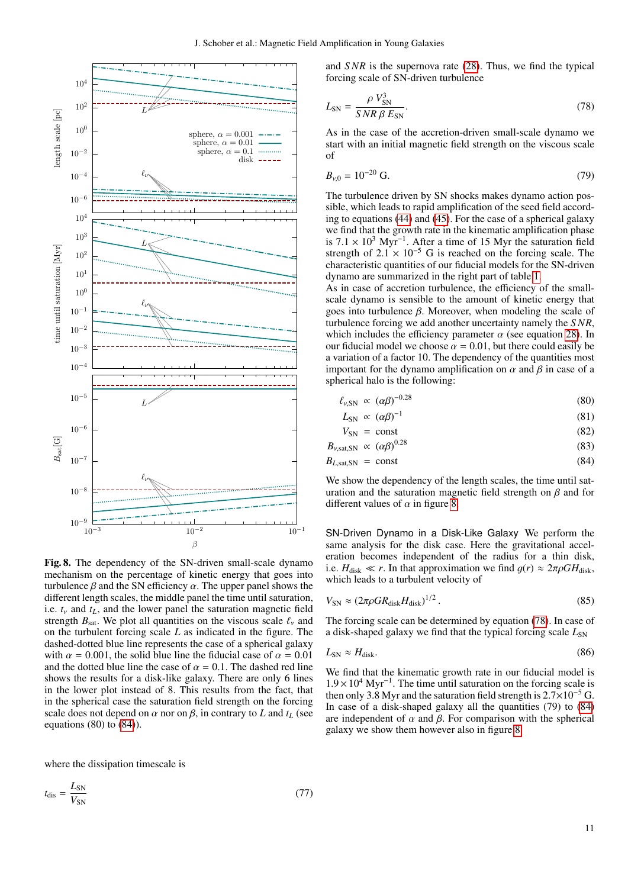**Fig. 8.** The dependency of the SN-driven small-scale dynamo mechanism on the percentage of kinetic energy that goes into turbulence $\beta$ and the SN efficiency $\alpha$. The upper panel shows the different length scales, the middle panel the time until saturation, i.e. $t_\nu$ and $t_L$, and the lower panel the saturation magnetic field strength $B_{\rm sat}$. We plot all quantities on the viscous scale $\ell_\nu$ and on the turbulent forcing scale $L$ as indicated in the figure. The dashed-dotted blue line represents the case of a spherical galaxy with $\alpha = 0.001$, the solid blue line the fiducial case of $\alpha = 0.01$ and the dotted blue line the case of $\alpha = 0.1$. The dashed red line shows the results for a disk-like galaxy. There are only 6 lines in the lower plot instead of 8. This results from the fact, that in the spherical case the saturation field strength on the forcing scale does not depend on $\alpha$ nor on $\beta$, in contrary to $L$ and $t_L$ (see equations (80) to (84)).

where the dissipation timescale is

$$t_{\rm dis} = \frac{L_{\rm SN}}{V_{\rm SN}} \tag{77}$$

and $SNR$ is the supernova rate (28). Thus, we find the typical forcing scale of SN-driven turbulence

$$L_{\rm SN} = \frac{\rho\, V_{\rm SN}^3}{SNR\, \beta\, E_{\rm SN}}. \tag{78}$$

As in the case of the accretion-driven small-scale dynamo we start with an initial magnetic field strength on the viscous scale of

$$B_{\nu,0} = 10^{-20}\ {\rm G}. \tag{79}$$

The turbulence driven by SN shocks makes dynamo action possible, which leads to rapid amplification of the seed field according to equations (44) and (45). For the case of a spherical galaxy we find that the growth rate in the kinematic amplification phase is $7.1 \times 10^3$ Myr$^{-1}$. After a time of 15 Myr the saturation field strength of $2.1 \times 10^{-5}$ G is reached on the forcing scale. The characteristic quantities of our fiducial models for the SN-driven dynamo are summarized in the right part of table 1.

As in case of accretion turbulence, the efficiency of the small-scale dynamo is sensible to the amount of kinetic energy that goes into turbulence $\beta$. Moreover, when modeling the scale of turbulence forcing we add another uncertainty namely the $SNR$, which includes the efficiency parameter $\alpha$ (see equation 28). In our fiducial model we choose $\alpha = 0.01$, but there could easily be a variation of a factor 10. The dependency of the quantities most important for the dynamo amplification on $\alpha$ and $\beta$ in case of a spherical halo is the following:

$$\ell_{\nu,{\rm SN}} \propto (\alpha\beta)^{-0.28} \tag{80}$$

$$L_{\rm SN} \propto (\alpha\beta)^{-1} \tag{81}$$

$$V_{\rm SN} = {\rm const} \tag{82}$$

$$B_{\nu,{\rm sat,SN}} \propto (\alpha\beta)^{0.28} \tag{83}$$

$$B_{L,{\rm sat,SN}} = {\rm const} \tag{84}$$

We show the dependency of the length scales, the time until saturation and the saturation magnetic field strength on $\beta$ and for different values of $\alpha$ in figure 8.

**SN-Driven Dynamo in a Disk-Like Galaxy** We perform the same analysis for the disk case. Here the gravitational acceleration becomes independent of the radius for a thin disk, i.e. $H_{\rm disk} \ll r$. In that approximation we find $g(r) \approx 2\pi\rho G H_{\rm disk}$, which leads to a turbulent velocity of

$$V_{\rm SN} \approx (2\pi\rho G R_{\rm disk} H_{\rm disk})^{1/2}. \tag{85}$$

The forcing scale can be determined by equation (78). In case of a disk-shaped galaxy we find that the typical forcing scale $L_{\rm SN}$

$$L_{\rm SN} \approx H_{\rm disk}. \tag{86}$$

We find that the kinematic growth rate in our fiducial model is $1.9 \times 10^4$ Myr$^{-1}$. The time until saturation on the forcing scale is then only 3.8 Myr and the saturation field strength is $2.7 \times 10^{-5}$ G. In case of a disk-shaped galaxy all the quantities (79) to (84) are independent of $\alpha$ and $\beta$. For comparison with the spherical galaxy we show them however also in figure 8.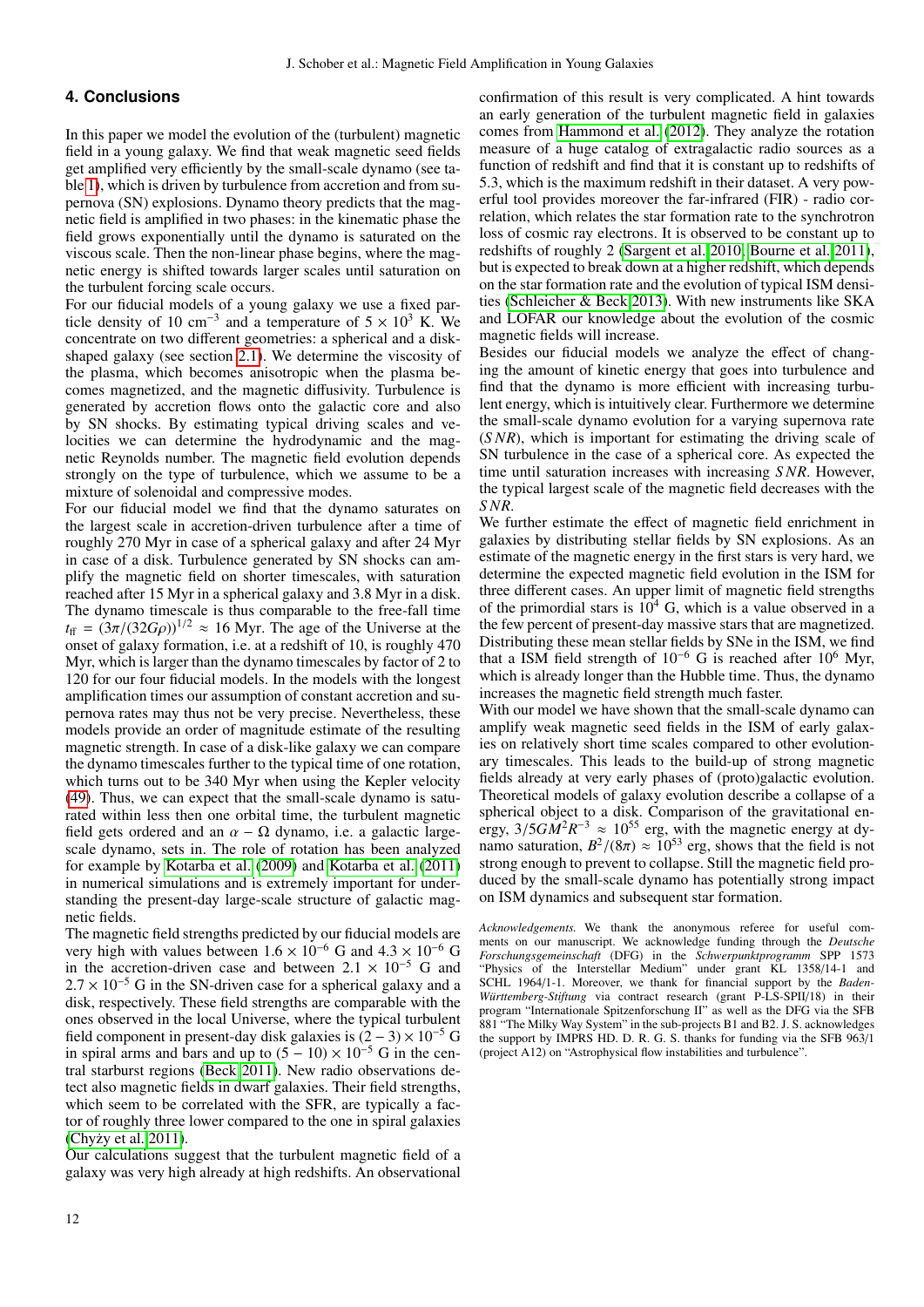## 4. Conclusions

In this paper we model the evolution of the (turbulent) magnetic field in a young galaxy. We find that weak magnetic seed fields get amplified very efficiently by the small-scale dynamo (see table 1), which is driven by turbulence from accretion and from supernova (SN) explosions. Dynamo theory predicts that the magnetic field is amplified in two phases: in the kinematic phase the field grows exponentially until the dynamo is saturated on the viscous scale. Then the non-linear phase begins, where the magnetic energy is shifted towards larger scales until saturation on the turbulent forcing scale occurs.

For our fiducial models of a young galaxy we use a fixed particle density of 10 $cm^{-3}$ and a temperature of $5 \times 10^3$ K. We concentrate on two different geometries: a spherical and a disk-shaped galaxy (see section 2.1). We determine the viscosity of the plasma, which becomes anisotropic when the plasma becomes magnetized, and the magnetic diffusivity. Turbulence is generated by accretion flows onto the galactic core and also by SN shocks. By estimating typical driving scales and velocities we can determine the hydrodynamic and the magnetic Reynolds number. The magnetic field evolution depends strongly on the type of turbulence, which we assume to be a mixture of solenoidal and compressive modes.

For our fiducial model we find that the dynamo saturates on the largest scale in accretion-driven turbulence after a time of roughly 270 Myr in case of a spherical galaxy and after 24 Myr in case of a disk. Turbulence generated by SN shocks can amplify the magnetic field on shorter timescales, with saturation reached after 15 Myr in a spherical galaxy and 3.8 Myr in a disk. The dynamo timescale is thus comparable to the free-fall time $t_{ff} = (3\pi/(32G\rho))^{1/2} \approx 16$ Myr. The age of the Universe at the onset of galaxy formation, i.e. at a redshift of 10, is roughly 470 Myr, which is larger than the dynamo timescales by factor of 2 to 120 for our four fiducial models. In the models with the longest amplification times our assumption of constant accretion and supernova rates may thus not be very precise. Nevertheless, these models provide an order of magnitude estimate of the resulting magnetic strength. In case of a disk-like galaxy we can compare the dynamo timescales further to the typical time of one rotation, which turns out to be 340 Myr when using the Kepler velocity (49). Thus, we can expect that the small-scale dynamo is saturated within less then one orbital time, the turbulent magnetic field gets ordered and an $\alpha - \Omega$ dynamo, i.e. a galactic large-scale dynamo, sets in. The role of rotation has been analyzed for example by Kotarba et al. (2009) and Kotarba et al. (2011) in numerical simulations and is extremely important for understanding the present-day large-scale structure of galactic magnetic fields.

The magnetic field strengths predicted by our fiducial models are very high with values between $1.6 \times 10^{-6}$ G and $4.3 \times 10^{-6}$ G in the accretion-driven case and between $2.1 \times 10^{-5}$ G and $2.7 \times 10^{-5}$ G in the SN-driven case for a spherical galaxy and a disk, respectively. These field strengths are comparable with the ones observed in the local Universe, where the typical turbulent field component in present-day disk galaxies is $(2-3) \times 10^{-5}$ G in spiral arms and bars and up to $(5-10) \times 10^{-5}$ G in the central starburst regions (Beck 2011). New radio observations detect also magnetic fields in dwarf galaxies. Their field strengths, which seem to be correlated with the SFR, are typically a factor of roughly three lower compared to the one in spiral galaxies (Chyży et al. 2011).

Our calculations suggest that the turbulent magnetic field of a galaxy was very high already at high redshifts. An observational confirmation of this result is very complicated. A hint towards an early generation of the turbulent magnetic field in galaxies comes from Hammond et al. (2012). They analyze the rotation measure of a huge catalog of extragalactic radio sources as a function of redshift and find that it is constant up to redshifts of 5.3, which is the maximum redshift in their dataset. A very powerful tool provides moreover the far-infrared (FIR) - radio correlation, which relates the star formation rate to the synchrotron loss of cosmic ray electrons. It is observed to be constant up to redshifts of roughly 2 (Sargent et al. 2010; Bourne et al. 2011), but is expected to break down at a higher redshift, which depends on the star formation rate and the evolution of typical ISM densities (Schleicher & Beck 2013). With new instruments like SKA and LOFAR our knowledge about the evolution of the cosmic magnetic fields will increase.

Besides our fiducial models we analyze the effect of changing the amount of kinetic energy that goes into turbulence and find that the dynamo is more efficient with increasing turbulent energy, which is intuitively clear. Furthermore we determine the small-scale dynamo evolution for a varying supernova rate ($SNR$), which is important for estimating the driving scale of SN turbulence in the case of a spherical core. As expected the time until saturation increases with increasing $SNR$. However, the typical largest scale of the magnetic field decreases with the $SNR$.

We further estimate the effect of magnetic field enrichment in galaxies by distributing stellar fields by SN explosions. As an estimate of the magnetic energy in the first stars is very hard, we determine the expected magnetic field evolution in the ISM for three different cases. An upper limit of magnetic field strengths of the primordial stars is $10^4$ G, which is a value observed in a the few percent of present-day massive stars that are magnetized. Distributing these mean stellar fields by SNe in the ISM, we find that a ISM field strength of $10^{-6}$ G is reached after $10^6$ Myr, which is already longer than the Hubble time. Thus, the dynamo increases the magnetic field strength much faster.

With our model we have shown that the small-scale dynamo can amplify weak magnetic seed fields in the ISM of early galaxies on relatively short time scales compared to other evolutionary timescales. This leads to the build-up of strong magnetic fields already at very early phases of (proto)galactic evolution. Theoretical models of galaxy evolution describe a collapse of a spherical object to a disk. Comparison of the gravitational energy, $3/5GM^2R^{-3} \approx 10^{55}$ erg, with the magnetic energy at dynamo saturation, $B^2/(8\pi) \approx 10^{53}$ erg, shows that the field is not strong enough to prevent to collapse. Still the magnetic field produced by the small-scale dynamo has potentially strong impact on ISM dynamics and subsequent star formation.

*Acknowledgements.* We thank the anonymous referee for useful comments on our manuscript. We acknowledge funding through the *Deutsche Forschungsgemeinschaft* (DFG) in the *Schwerpunktprogramm* SPP 1573 "Physics of the Interstellar Medium" under grant KL 1358/14-1 and SCHL 1964/1-1. Moreover, we thank for financial support by the *Baden-Württemberg-Stiftung* via contract research (grant P-LS-SPII/18) in their program "Internationale Spitzenforschung II" as well as the DFG via the SFB 881 "The Milky Way System" in the sub-projects B1 and B2. J. S. acknowledges the support by IMPRS HD. D. R. G. S. thanks for funding via the SFB 963/1 (project A12) on "Astrophysical flow instabilities and turbulence".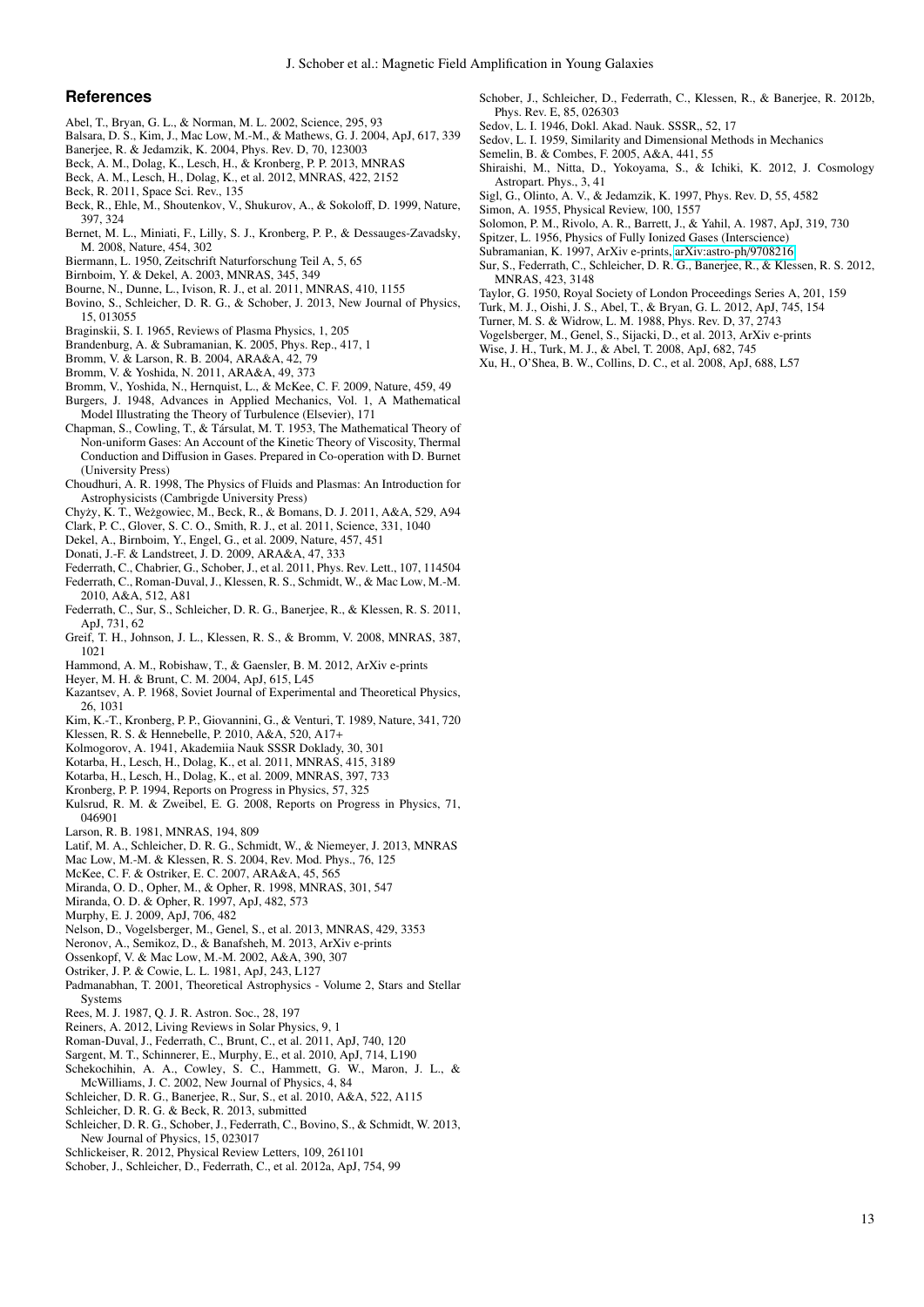## References

Abel, T., Bryan, G. L., & Norman, M. L. 2002, Science, 295, 93
Balsara, D. S., Kim, J., Mac Low, M.-M., & Mathews, G. J. 2004, ApJ, 617, 339
Banerjee, R. & Jedamzik, K. 2004, Phys. Rev. D, 70, 123003
Beck, A. M., Dolag, K., Lesch, H., & Kronberg, P. P. 2013, MNRAS
Beck, A. M., Lesch, H., Dolag, K., et al. 2012, MNRAS, 422, 2152
Beck, R. 2011, Space Sci. Rev., 135
Beck, R., Ehle, M., Shoutenkov, V., Shukurov, A., & Sokoloff, D. 1999, Nature, 397, 324
Bernet, M. L., Miniati, F., Lilly, S. J., Kronberg, P. P., & Dessauges-Zavadsky, M. 2008, Nature, 454, 302
Biermann, L. 1950, Zeitschrift Naturforschung Teil A, 5, 65
Birnboim, Y. & Dekel, A. 2003, MNRAS, 345, 349
Bourne, N., Dunne, L., Ivison, R. J., et al. 2011, MNRAS, 410, 1155
Bovino, S., Schleicher, D. R. G., & Schober, J. 2013, New Journal of Physics, 15, 013055
Braginskii, S. I. 1965, Reviews of Plasma Physics, 1, 205
Brandenburg, A. & Subramanian, K. 2005, Phys. Rep., 417, 1
Bromm, V. & Larson, R. B. 2004, ARA&A, 42, 79
Bromm, V. & Yoshida, N. 2011, ARA&A, 49, 373
Bromm, V., Yoshida, N., Hernquist, L., & McKee, C. F. 2009, Nature, 459, 49
Burgers, J. 1948, Advances in Applied Mechanics, Vol. 1, A Mathematical Model Illustrating the Theory of Turbulence (Elsevier), 171
Chapman, S., Cowling, T., & Társulat, M. T. 1953, The Mathematical Theory of Non-uniform Gases: An Account of the Kinetic Theory of Viscosity, Thermal Conduction and Diffusion in Gases. Prepared in Co-operation with D. Burnet (University Press)
Choudhuri, A. R. 1998, The Physics of Fluids and Plasmas: An Introduction for Astrophysicists (Cambrigde University Press)
Chyży, K. T., Weżgowiec, M., Beck, R., & Bomans, D. J. 2011, A&A, 529, A94
Clark, P. C., Glover, S. C. O., Smith, R. J., et al. 2011, Science, 331, 1040
Dekel, A., Birnboim, Y., Engel, G., et al. 2009, Nature, 457, 451
Donati, J.-F. & Landstreet, J. D. 2009, ARA&A, 47, 333
Federrath, C., Chabrier, G., Schober, J., et al. 2011, Phys. Rev. Lett., 107, 114504
Federrath, C., Roman-Duval, J., Klessen, R. S., Schmidt, W., & Mac Low, M.-M. 2010, A&A, 512, A81
Federrath, C., Sur, S., Schleicher, D. R. G., Banerjee, R., & Klessen, R. S. 2011, ApJ, 731, 62
Greif, T. H., Johnson, J. L., Klessen, R. S., & Bromm, V. 2008, MNRAS, 387, 1021
Hammond, A. M., Robishaw, T., & Gaensler, B. M. 2012, ArXiv e-prints
Heyer, M. H. & Brunt, C. M. 2004, ApJ, 615, L45
Kazantsev, A. P. 1968, Soviet Journal of Experimental and Theoretical Physics, 26, 1031
Kim, K.-T., Kronberg, P. P., Giovannini, G., & Venturi, T. 1989, Nature, 341, 720
Klessen, R. S. & Hennebelle, P. 2010, A&A, 520, A17+
Kolmogorov, A. 1941, Akademiia Nauk SSSR Doklady, 30, 301
Kotarba, H., Lesch, H., Dolag, K., et al. 2011, MNRAS, 415, 3189
Kotarba, H., Lesch, H., Dolag, K., et al. 2009, MNRAS, 397, 733
Kronberg, P. P. 1994, Reports on Progress in Physics, 57, 325
Kulsrud, R. M. & Zweibel, E. G. 2008, Reports on Progress in Physics, 71, 046901
Larson, R. B. 1981, MNRAS, 194, 809
Latif, M. A., Schleicher, D. R. G., Schmidt, W., & Niemeyer, J. 2013, MNRAS
Mac Low, M.-M. & Klessen, R. S. 2004, Rev. Mod. Phys., 76, 125
McKee, C. F. & Ostriker, E. C. 2007, ARA&A, 45, 565
Miranda, O. D., Opher, M., & Opher, R. 1998, MNRAS, 301, 547
Miranda, O. D. & Opher, R. 1997, ApJ, 482, 573
Murphy, E. J. 2009, ApJ, 706, 482
Nelson, D., Vogelsberger, M., Genel, S., et al. 2013, MNRAS, 429, 3353
Neronov, A., Semikoz, D., & Banafsheh, M. 2013, ArXiv e-prints
Ossenkopf, V. & Mac Low, M.-M. 2002, A&A, 390, 307
Ostriker, J. P. & Cowie, L. L. 1981, ApJ, 243, L127
Padmanabhan, T. 2001, Theoretical Astrophysics - Volume 2, Stars and Stellar Systems
Rees, M. J. 1987, Q. J. R. Astron. Soc., 28, 197
Reiners, A. 2012, Living Reviews in Solar Physics, 9, 1
Roman-Duval, J., Federrath, C., Brunt, C., et al. 2011, ApJ, 740, 120
Sargent, M. T., Schinnerer, E., Murphy, E., et al. 2010, ApJ, 714, L190
Schekochihin, A. A., Cowley, S. C., Hammett, G. W., Maron, J. L., & McWilliams, J. C. 2002, New Journal of Physics, 4, 84
Schleicher, D. R. G., Banerjee, R., Sur, S., et al. 2010, A&A, 522, A115
Schleicher, D. R. G. & Beck, R. 2013, submitted
Schleicher, D. R. G., Schober, J., Federrath, C., Bovino, S., & Schmidt, W. 2013, New Journal of Physics, 15, 023017
Schlickeiser, R. 2012, Physical Review Letters, 109, 261101
Schober, J., Schleicher, D., Federrath, C., et al. 2012a, ApJ, 754, 99
Schober, J., Schleicher, D., Federrath, C., Klessen, R., & Banerjee, R. 2012b, Phys. Rev. E, 85, 026303
Sedov, L. I. 1946, Dokl. Akad. Nauk. SSSR,, 52, 17
Sedov, L. I. 1959, Similarity and Dimensional Methods in Mechanics
Semelin, B. & Combes, F. 2005, A&A, 441, 55
Shiraishi, M., Nitta, D., Yokoyama, S., & Ichiki, K. 2012, J. Cosmology Astropart. Phys., 3, 41
Sigl, G., Olinto, A. V., & Jedamzik, K. 1997, Phys. Rev. D, 55, 4582
Simon, A. 1955, Physical Review, 100, 1557
Solomon, P. M., Rivolo, A. R., Barrett, J., & Yahil, A. 1987, ApJ, 319, 730
Spitzer, L. 1956, Physics of Fully Ionized Gases (Interscience)
Subramanian, K. 1997, ArXiv e-prints, arXiv:astro-ph/9708216
Sur, S., Federrath, C., Schleicher, D. R. G., Banerjee, R., & Klessen, R. S. 2012, MNRAS, 423, 3148
Taylor, G. 1950, Royal Society of London Proceedings Series A, 201, 159
Turk, M. J., Oishi, J. S., Abel, T., & Bryan, G. L. 2012, ApJ, 745, 154
Turner, M. S. & Widrow, L. M. 1988, Phys. Rev. D, 37, 2743
Vogelsberger, M., Genel, S., Sijacki, D., et al. 2013, ArXiv e-prints
Wise, J. H., Turk, M. J., & Abel, T. 2008, ApJ, 682, 745
Xu, H., O'Shea, B. W., Collins, D. C., et al. 2008, ApJ, 688, L57